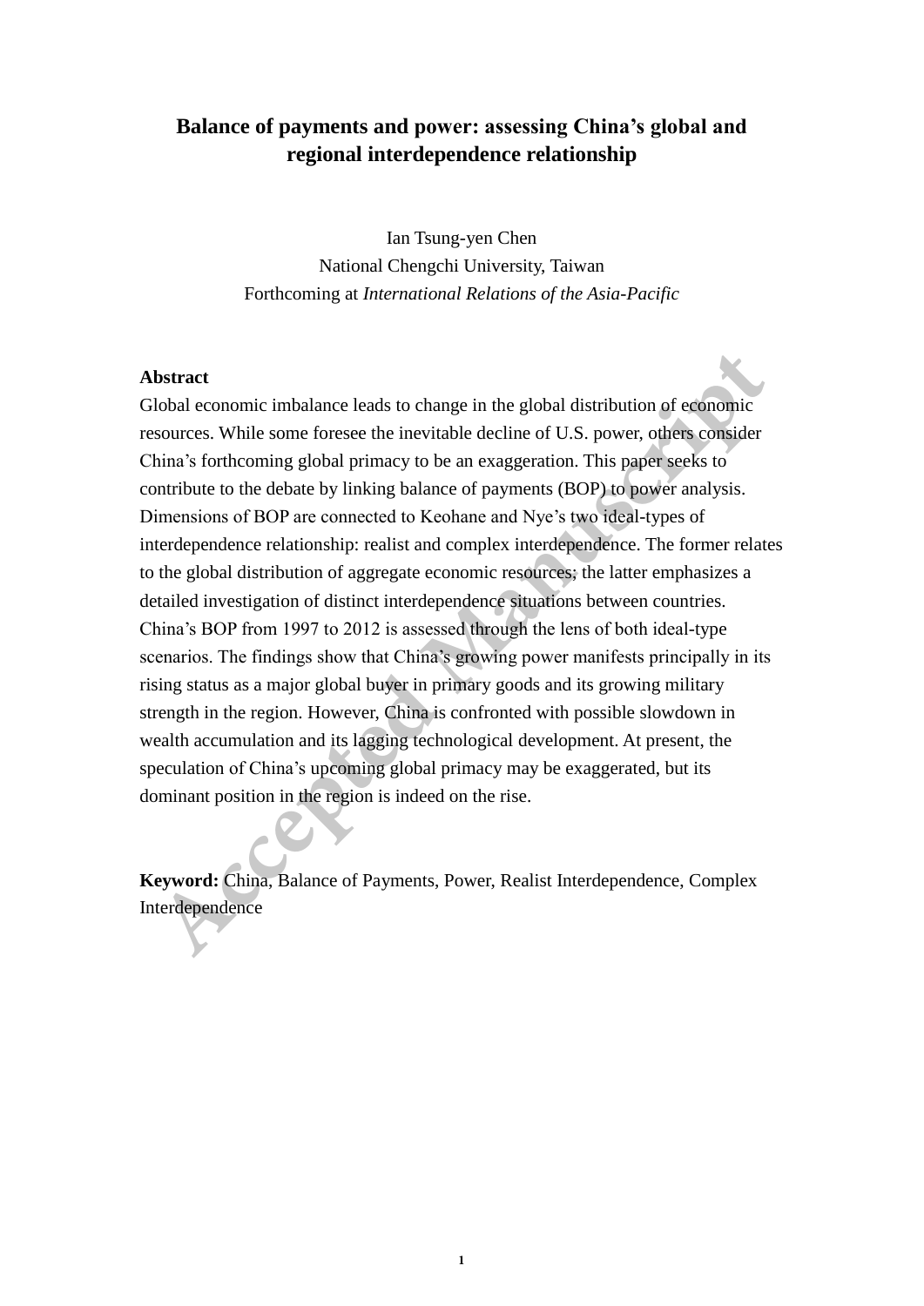# Balance of payments and power: assessing China's global and regional interdependence relationship

Ian Tsung-yen Chen
National Chengchi University, Taiwan
Forthcoming at *International Relations of the Asia-Pacific*

**Abstract**

Global economic imbalance leads to change in the global distribution of economic resources. While some foresee the inevitable decline of U.S. power, others consider China's forthcoming global primacy to be an exaggeration. This paper seeks to contribute to the debate by linking balance of payments (BOP) to power analysis. Dimensions of BOP are connected to Keohane and Nye's two ideal-types of interdependence relationship: realist and complex interdependence. The former relates to the global distribution of aggregate economic resources; the latter emphasizes a detailed investigation of distinct interdependence situations between countries. China's BOP from 1997 to 2012 is assessed through the lens of both ideal-type scenarios. The findings show that China's growing power manifests principally in its rising status as a major global buyer in primary goods and its growing military strength in the region. However, China is confronted with possible slowdown in wealth accumulation and its lagging technological development. At present, the speculation of China's upcoming global primacy may be exaggerated, but its dominant position in the region is indeed on the rise.

**Keyword:** China, Balance of Payments, Power, Realist Interdependence, Complex Interdependence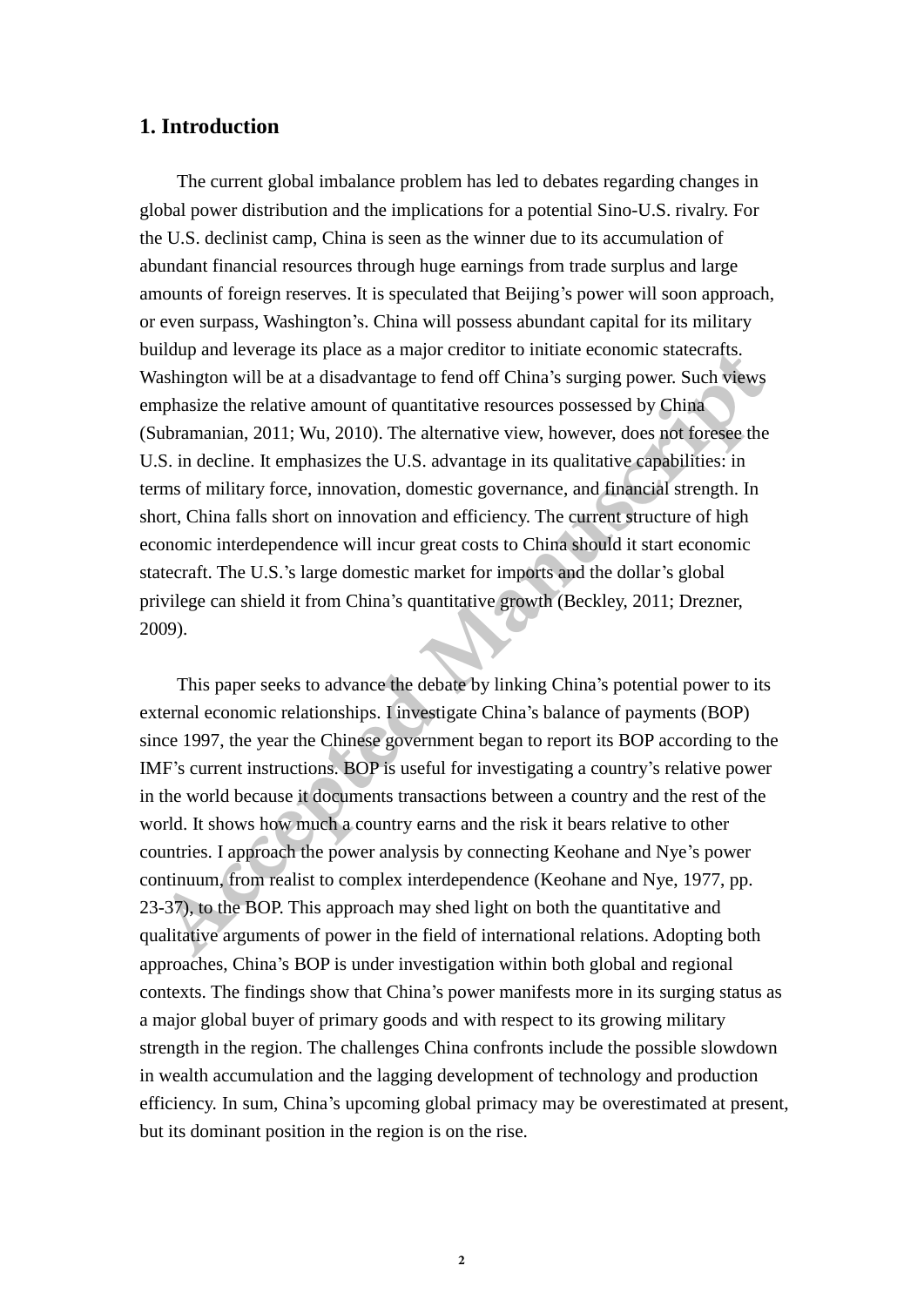## 1. Introduction

The current global imbalance problem has led to debates regarding changes in global power distribution and the implications for a potential Sino-U.S. rivalry. For the U.S. declinist camp, China is seen as the winner due to its accumulation of abundant financial resources through huge earnings from trade surplus and large amounts of foreign reserves. It is speculated that Beijing's power will soon approach, or even surpass, Washington's. China will possess abundant capital for its military buildup and leverage its place as a major creditor to initiate economic statecrafts. Washington will be at a disadvantage to fend off China's surging power. Such views emphasize the relative amount of quantitative resources possessed by China (Subramanian, 2011; Wu, 2010). The alternative view, however, does not foresee the U.S. in decline. It emphasizes the U.S. advantage in its qualitative capabilities: in terms of military force, innovation, domestic governance, and financial strength. In short, China falls short on innovation and efficiency. The current structure of high economic interdependence will incur great costs to China should it start economic statecraft. The U.S.'s large domestic market for imports and the dollar's global privilege can shield it from China's quantitative growth (Beckley, 2011; Drezner, 2009).

This paper seeks to advance the debate by linking China's potential power to its external economic relationships. I investigate China's balance of payments (BOP) since 1997, the year the Chinese government began to report its BOP according to the IMF's current instructions. BOP is useful for investigating a country's relative power in the world because it documents transactions between a country and the rest of the world. It shows how much a country earns and the risk it bears relative to other countries. I approach the power analysis by connecting Keohane and Nye's power continuum, from realist to complex interdependence (Keohane and Nye, 1977, pp. 23-37), to the BOP. This approach may shed light on both the quantitative and qualitative arguments of power in the field of international relations. Adopting both approaches, China's BOP is under investigation within both global and regional contexts. The findings show that China's power manifests more in its surging status as a major global buyer of primary goods and with respect to its growing military strength in the region. The challenges China confronts include the possible slowdown in wealth accumulation and the lagging development of technology and production efficiency. In sum, China's upcoming global primacy may be overestimated at present, but its dominant position in the region is on the rise.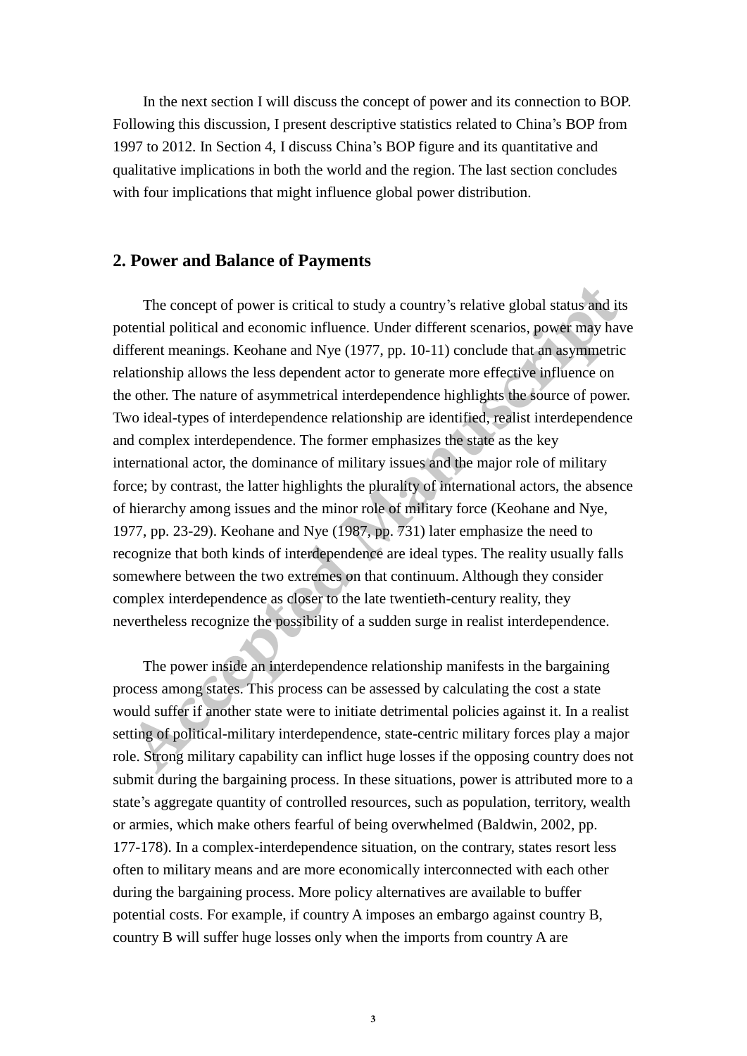In the next section I will discuss the concept of power and its connection to BOP. Following this discussion, I present descriptive statistics related to China's BOP from 1997 to 2012. In Section 4, I discuss China's BOP figure and its quantitative and qualitative implications in both the world and the region. The last section concludes with four implications that might influence global power distribution.

## 2. Power and Balance of Payments

The concept of power is critical to study a country's relative global status and its potential political and economic influence. Under different scenarios, power may have different meanings. Keohane and Nye (1977, pp. 10-11) conclude that an asymmetric relationship allows the less dependent actor to generate more effective influence on the other. The nature of asymmetrical interdependence highlights the source of power. Two ideal-types of interdependence relationship are identified, realist interdependence and complex interdependence. The former emphasizes the state as the key international actor, the dominance of military issues and the major role of military force; by contrast, the latter highlights the plurality of international actors, the absence of hierarchy among issues and the minor role of military force (Keohane and Nye, 1977, pp. 23-29). Keohane and Nye (1987, pp. 731) later emphasize the need to recognize that both kinds of interdependence are ideal types. The reality usually falls somewhere between the two extremes on that continuum. Although they consider complex interdependence as closer to the late twentieth-century reality, they nevertheless recognize the possibility of a sudden surge in realist interdependence.

The power inside an interdependence relationship manifests in the bargaining process among states. This process can be assessed by calculating the cost a state would suffer if another state were to initiate detrimental policies against it. In a realist setting of political-military interdependence, state-centric military forces play a major role. Strong military capability can inflict huge losses if the opposing country does not submit during the bargaining process. In these situations, power is attributed more to a state's aggregate quantity of controlled resources, such as population, territory, wealth or armies, which make others fearful of being overwhelmed (Baldwin, 2002, pp. 177-178). In a complex-interdependence situation, on the contrary, states resort less often to military means and are more economically interconnected with each other during the bargaining process. More policy alternatives are available to buffer potential costs. For example, if country A imposes an embargo against country B, country B will suffer huge losses only when the imports from country A are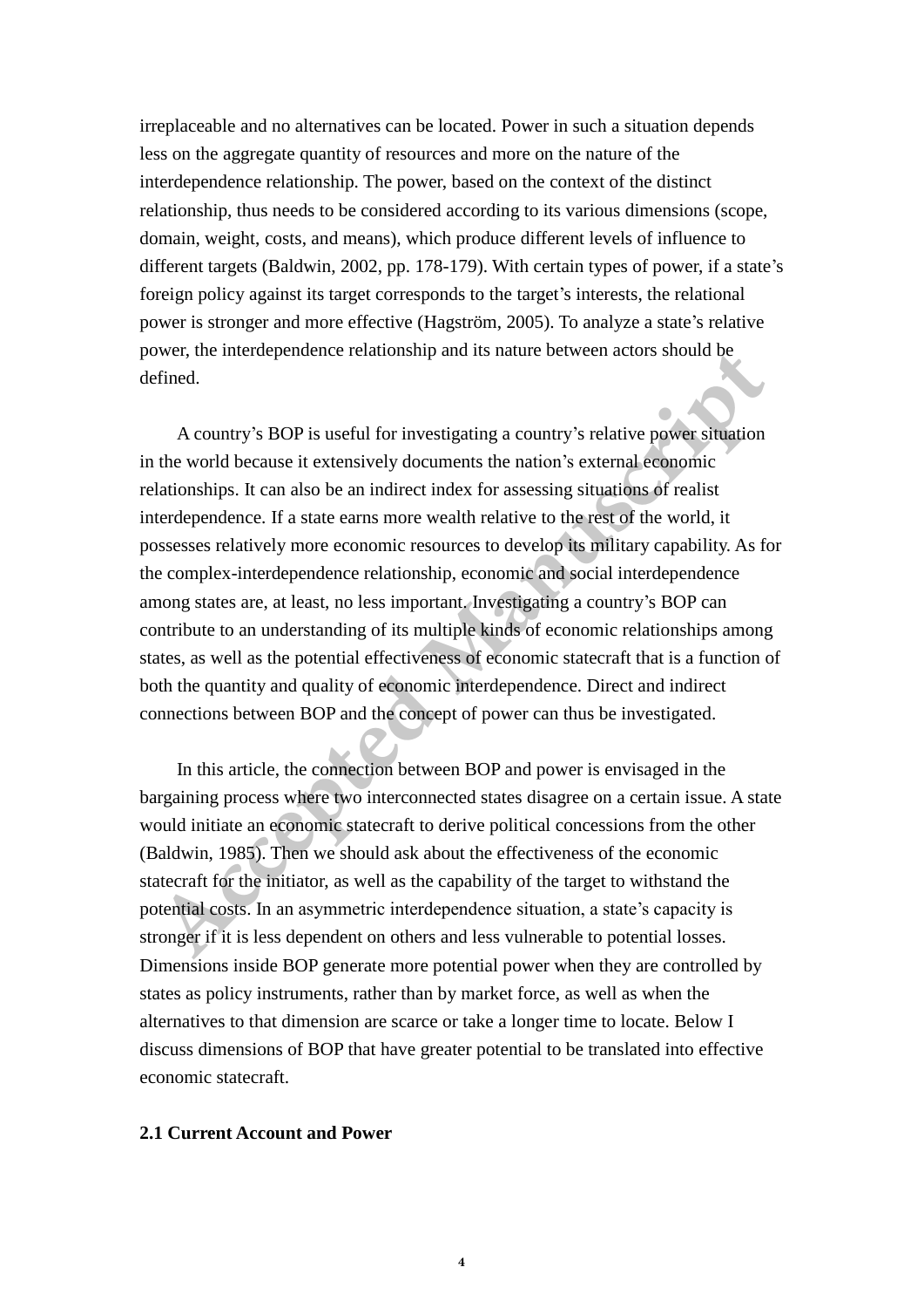irreplaceable and no alternatives can be located. Power in such a situation depends less on the aggregate quantity of resources and more on the nature of the interdependence relationship. The power, based on the context of the distinct relationship, thus needs to be considered according to its various dimensions (scope, domain, weight, costs, and means), which produce different levels of influence to different targets (Baldwin, 2002, pp. 178-179). With certain types of power, if a state's foreign policy against its target corresponds to the target's interests, the relational power is stronger and more effective (Hagström, 2005). To analyze a state's relative power, the interdependence relationship and its nature between actors should be defined.

A country's BOP is useful for investigating a country's relative power situation in the world because it extensively documents the nation's external economic relationships. It can also be an indirect index for assessing situations of realist interdependence. If a state earns more wealth relative to the rest of the world, it possesses relatively more economic resources to develop its military capability. As for the complex-interdependence relationship, economic and social interdependence among states are, at least, no less important. Investigating a country's BOP can contribute to an understanding of its multiple kinds of economic relationships among states, as well as the potential effectiveness of economic statecraft that is a function of both the quantity and quality of economic interdependence. Direct and indirect connections between BOP and the concept of power can thus be investigated.

In this article, the connection between BOP and power is envisaged in the bargaining process where two interconnected states disagree on a certain issue. A state would initiate an economic statecraft to derive political concessions from the other (Baldwin, 1985). Then we should ask about the effectiveness of the economic statecraft for the initiator, as well as the capability of the target to withstand the potential costs. In an asymmetric interdependence situation, a state's capacity is stronger if it is less dependent on others and less vulnerable to potential losses. Dimensions inside BOP generate more potential power when they are controlled by states as policy instruments, rather than by market force, as well as when the alternatives to that dimension are scarce or take a longer time to locate. Below I discuss dimensions of BOP that have greater potential to be translated into effective economic statecraft.

### 2.1 Current Account and Power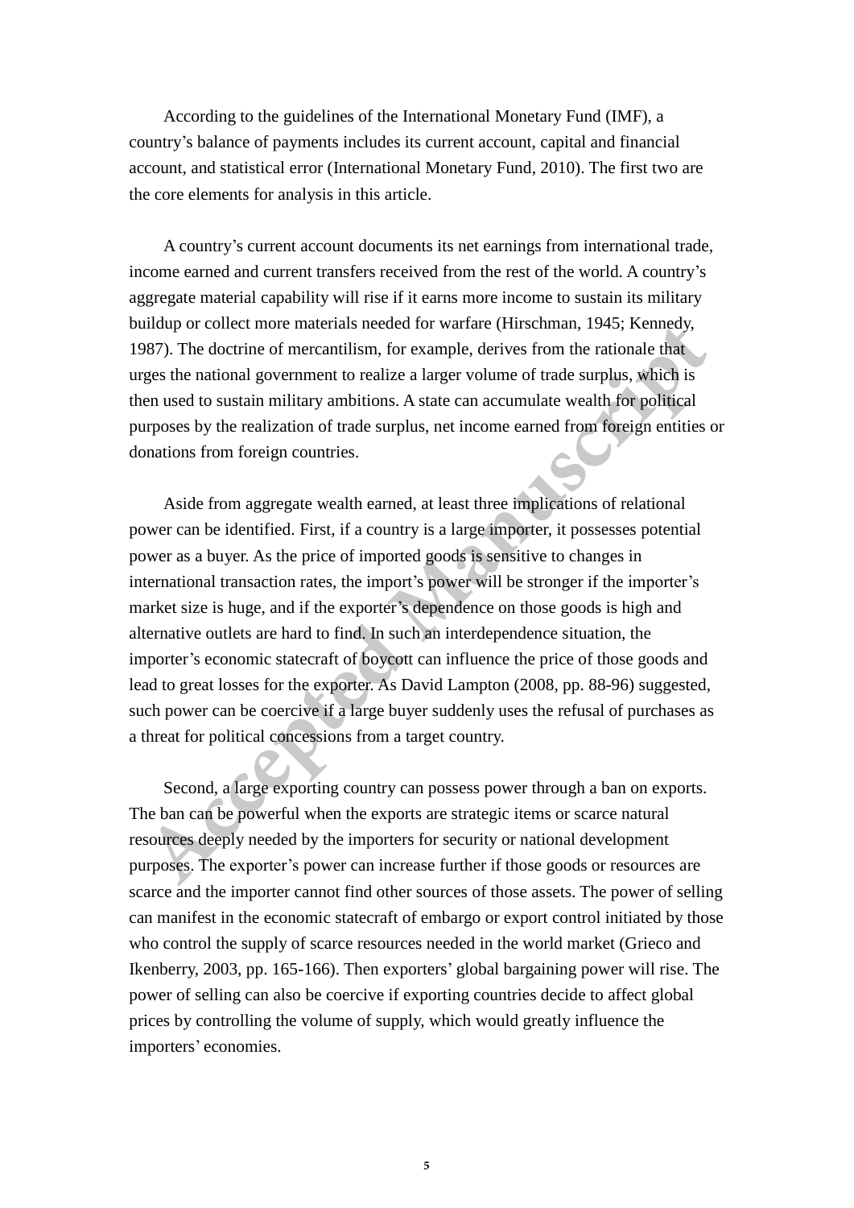According to the guidelines of the International Monetary Fund (IMF), a country's balance of payments includes its current account, capital and financial account, and statistical error (International Monetary Fund, 2010). The first two are the core elements for analysis in this article.

A country's current account documents its net earnings from international trade, income earned and current transfers received from the rest of the world. A country's aggregate material capability will rise if it earns more income to sustain its military buildup or collect more materials needed for warfare (Hirschman, 1945; Kennedy, 1987). The doctrine of mercantilism, for example, derives from the rationale that urges the national government to realize a larger volume of trade surplus, which is then used to sustain military ambitions. A state can accumulate wealth for political purposes by the realization of trade surplus, net income earned from foreign entities or donations from foreign countries.

Aside from aggregate wealth earned, at least three implications of relational power can be identified. First, if a country is a large importer, it possesses potential power as a buyer. As the price of imported goods is sensitive to changes in international transaction rates, the import's power will be stronger if the importer's market size is huge, and if the exporter's dependence on those goods is high and alternative outlets are hard to find. In such an interdependence situation, the importer's economic statecraft of boycott can influence the price of those goods and lead to great losses for the exporter. As David Lampton (2008, pp. 88-96) suggested, such power can be coercive if a large buyer suddenly uses the refusal of purchases as a threat for political concessions from a target country.

Second, a large exporting country can possess power through a ban on exports. The ban can be powerful when the exports are strategic items or scarce natural resources deeply needed by the importers for security or national development purposes. The exporter's power can increase further if those goods or resources are scarce and the importer cannot find other sources of those assets. The power of selling can manifest in the economic statecraft of embargo or export control initiated by those who control the supply of scarce resources needed in the world market (Grieco and Ikenberry, 2003, pp. 165-166). Then exporters' global bargaining power will rise. The power of selling can also be coercive if exporting countries decide to affect global prices by controlling the volume of supply, which would greatly influence the importers' economies.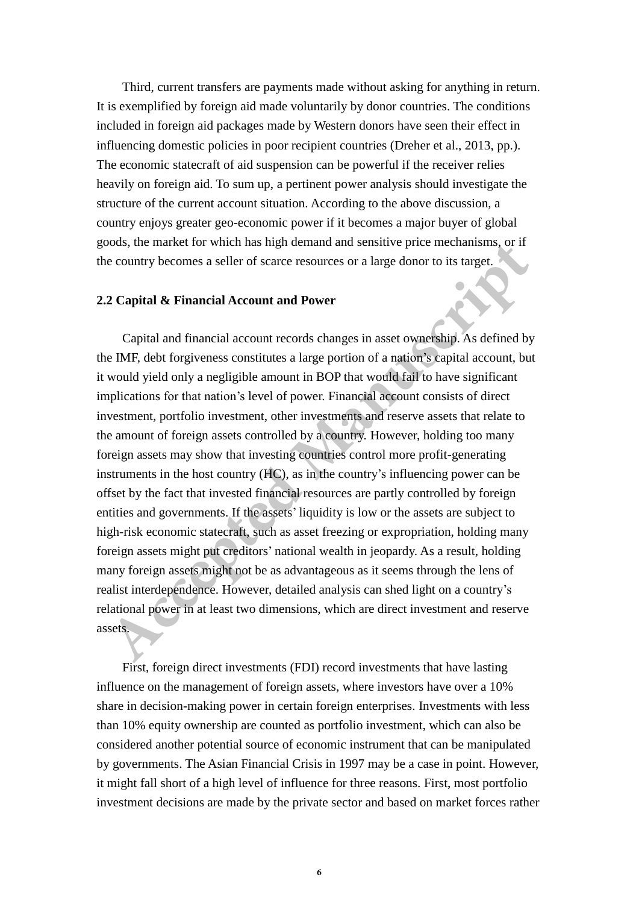Third, current transfers are payments made without asking for anything in return. It is exemplified by foreign aid made voluntarily by donor countries. The conditions included in foreign aid packages made by Western donors have seen their effect in influencing domestic policies in poor recipient countries (Dreher et al., 2013, pp.). The economic statecraft of aid suspension can be powerful if the receiver relies heavily on foreign aid. To sum up, a pertinent power analysis should investigate the structure of the current account situation. According to the above discussion, a country enjoys greater geo-economic power if it becomes a major buyer of global goods, the market for which has high demand and sensitive price mechanisms, or if the country becomes a seller of scarce resources or a large donor to its target.

## 2.2 Capital & Financial Account and Power

Capital and financial account records changes in asset ownership. As defined by the IMF, debt forgiveness constitutes a large portion of a nation's capital account, but it would yield only a negligible amount in BOP that would fail to have significant implications for that nation's level of power. Financial account consists of direct investment, portfolio investment, other investments and reserve assets that relate to the amount of foreign assets controlled by a country. However, holding too many foreign assets may show that investing countries control more profit-generating instruments in the host country (HC), as in the country's influencing power can be offset by the fact that invested financial resources are partly controlled by foreign entities and governments. If the assets' liquidity is low or the assets are subject to high-risk economic statecraft, such as asset freezing or expropriation, holding many foreign assets might put creditors' national wealth in jeopardy. As a result, holding many foreign assets might not be as advantageous as it seems through the lens of realist interdependence. However, detailed analysis can shed light on a country's relational power in at least two dimensions, which are direct investment and reserve assets.

First, foreign direct investments (FDI) record investments that have lasting influence on the management of foreign assets, where investors have over a 10% share in decision-making power in certain foreign enterprises. Investments with less than 10% equity ownership are counted as portfolio investment, which can also be considered another potential source of economic instrument that can be manipulated by governments. The Asian Financial Crisis in 1997 may be a case in point. However, it might fall short of a high level of influence for three reasons. First, most portfolio investment decisions are made by the private sector and based on market forces rather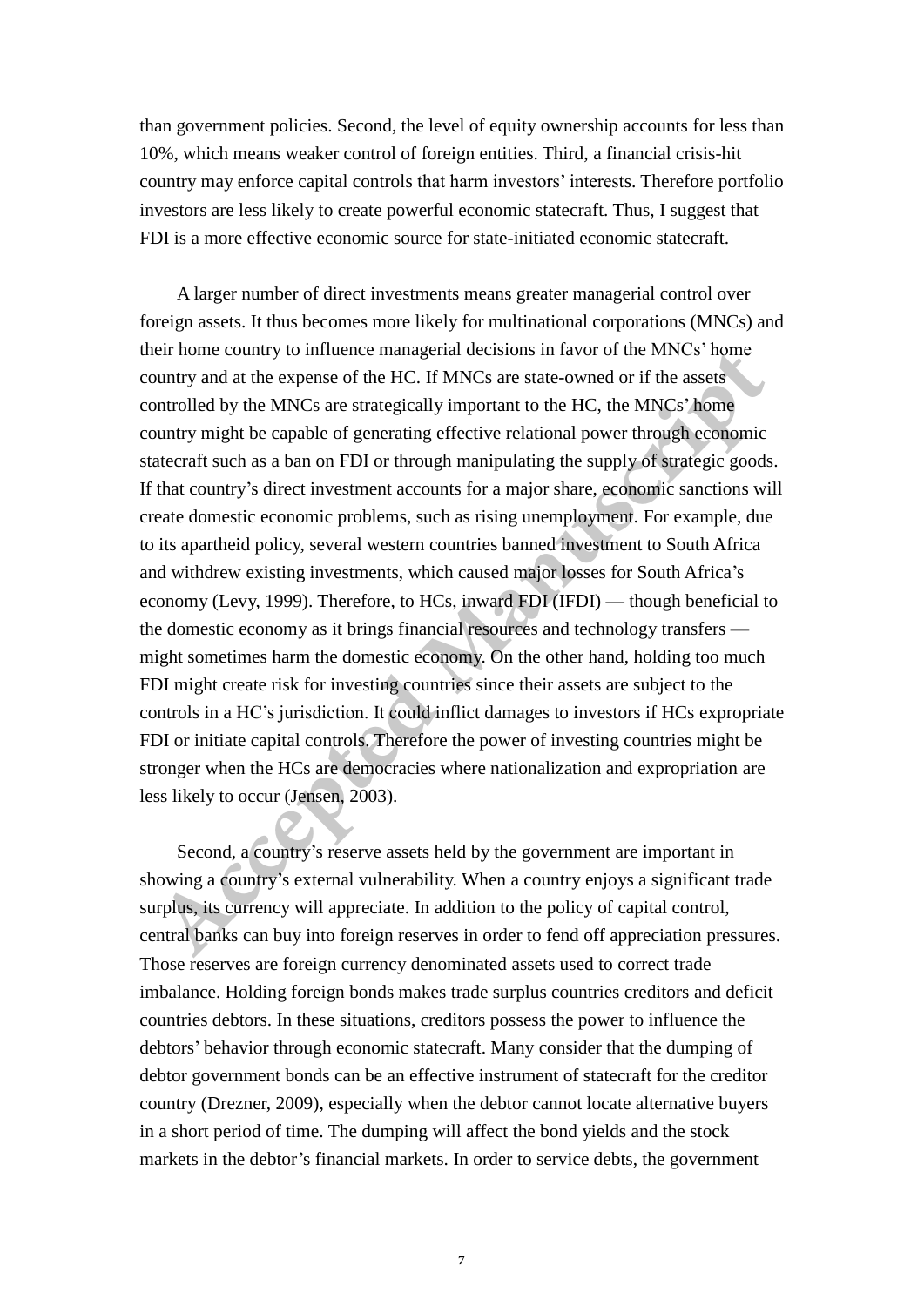than government policies. Second, the level of equity ownership accounts for less than 10%, which means weaker control of foreign entities. Third, a financial crisis-hit country may enforce capital controls that harm investors' interests. Therefore portfolio investors are less likely to create powerful economic statecraft. Thus, I suggest that FDI is a more effective economic source for state-initiated economic statecraft.

A larger number of direct investments means greater managerial control over foreign assets. It thus becomes more likely for multinational corporations (MNCs) and their home country to influence managerial decisions in favor of the MNCs' home country and at the expense of the HC. If MNCs are state-owned or if the assets controlled by the MNCs are strategically important to the HC, the MNCs' home country might be capable of generating effective relational power through economic statecraft such as a ban on FDI or through manipulating the supply of strategic goods. If that country's direct investment accounts for a major share, economic sanctions will create domestic economic problems, such as rising unemployment. For example, due to its apartheid policy, several western countries banned investment to South Africa and withdrew existing investments, which caused major losses for South Africa's economy (Levy, 1999). Therefore, to HCs, inward FDI (IFDI) — though beneficial to the domestic economy as it brings financial resources and technology transfers — might sometimes harm the domestic economy. On the other hand, holding too much FDI might create risk for investing countries since their assets are subject to the controls in a HC's jurisdiction. It could inflict damages to investors if HCs expropriate FDI or initiate capital controls. Therefore the power of investing countries might be stronger when the HCs are democracies where nationalization and expropriation are less likely to occur (Jensen, 2003).

Second, a country's reserve assets held by the government are important in showing a country's external vulnerability. When a country enjoys a significant trade surplus, its currency will appreciate. In addition to the policy of capital control, central banks can buy into foreign reserves in order to fend off appreciation pressures. Those reserves are foreign currency denominated assets used to correct trade imbalance. Holding foreign bonds makes trade surplus countries creditors and deficit countries debtors. In these situations, creditors possess the power to influence the debtors' behavior through economic statecraft. Many consider that the dumping of debtor government bonds can be an effective instrument of statecraft for the creditor country (Drezner, 2009), especially when the debtor cannot locate alternative buyers in a short period of time. The dumping will affect the bond yields and the stock markets in the debtor's financial markets. In order to service debts, the government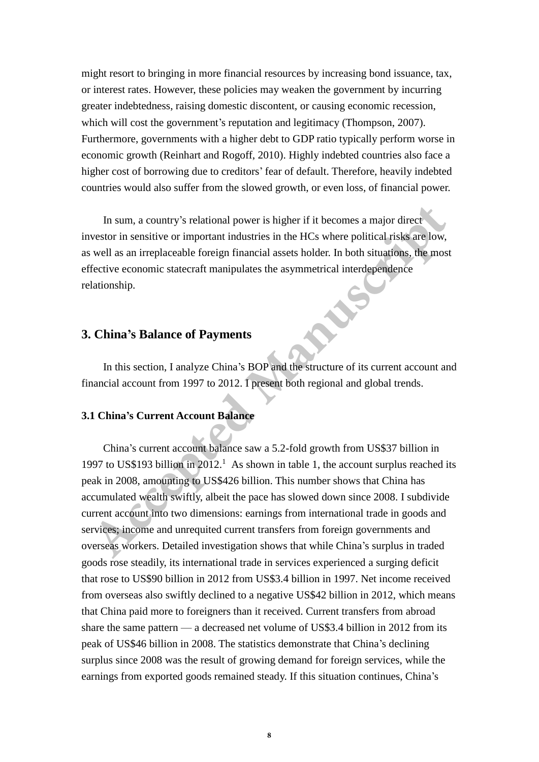might resort to bringing in more financial resources by increasing bond issuance, tax, or interest rates. However, these policies may weaken the government by incurring greater indebtedness, raising domestic discontent, or causing economic recession, which will cost the government's reputation and legitimacy (Thompson, 2007). Furthermore, governments with a higher debt to GDP ratio typically perform worse in economic growth (Reinhart and Rogoff, 2010). Highly indebted countries also face a higher cost of borrowing due to creditors' fear of default. Therefore, heavily indebted countries would also suffer from the slowed growth, or even loss, of financial power.

In sum, a country's relational power is higher if it becomes a major direct investor in sensitive or important industries in the HCs where political risks are low, as well as an irreplaceable foreign financial assets holder. In both situations, the most effective economic statecraft manipulates the asymmetrical interdependence relationship.

## 3. China's Balance of Payments

In this section, I analyze China's BOP and the structure of its current account and financial account from 1997 to 2012. I present both regional and global trends.

### 3.1 China's Current Account Balance

China's current account balance saw a 5.2-fold growth from US$37 billion in 1997 to US$193 billion in 2012.[1] As shown in table 1, the account surplus reached its peak in 2008, amounting to US$426 billion. This number shows that China has accumulated wealth swiftly, albeit the pace has slowed down since 2008. I subdivide current account into two dimensions: earnings from international trade in goods and services; income and unrequited current transfers from foreign governments and overseas workers. Detailed investigation shows that while China's surplus in traded goods rose steadily, its international trade in services experienced a surging deficit that rose to US$90 billion in 2012 from US$3.4 billion in 1997. Net income received from overseas also swiftly declined to a negative US$42 billion in 2012, which means that China paid more to foreigners than it received. Current transfers from abroad share the same pattern — a decreased net volume of US$3.4 billion in 2012 from its peak of US$46 billion in 2008. The statistics demonstrate that China's declining surplus since 2008 was the result of growing demand for foreign services, while the earnings from exported goods remained steady. If this situation continues, China's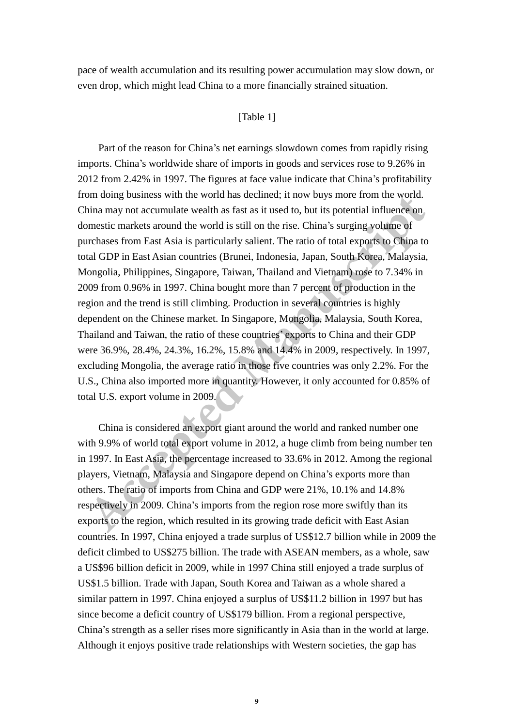pace of wealth accumulation and its resulting power accumulation may slow down, or even drop, which might lead China to a more financially strained situation.

[Table 1]

Part of the reason for China's net earnings slowdown comes from rapidly rising imports. China's worldwide share of imports in goods and services rose to 9.26% in 2012 from 2.42% in 1997. The figures at face value indicate that China's profitability from doing business with the world has declined; it now buys more from the world. China may not accumulate wealth as fast as it used to, but its potential influence on domestic markets around the world is still on the rise. China's surging volume of purchases from East Asia is particularly salient. The ratio of total exports to China to total GDP in East Asian countries (Brunei, Indonesia, Japan, South Korea, Malaysia, Mongolia, Philippines, Singapore, Taiwan, Thailand and Vietnam) rose to 7.34% in 2009 from 0.96% in 1997. China bought more than 7 percent of production in the region and the trend is still climbing. Production in several countries is highly dependent on the Chinese market. In Singapore, Mongolia, Malaysia, South Korea, Thailand and Taiwan, the ratio of these countries' exports to China and their GDP were 36.9%, 28.4%, 24.3%, 16.2%, 15.8% and 14.4% in 2009, respectively. In 1997, excluding Mongolia, the average ratio in those five countries was only 2.2%. For the U.S., China also imported more in quantity. However, it only accounted for 0.85% of total U.S. export volume in 2009.

China is considered an export giant around the world and ranked number one with 9.9% of world total export volume in 2012, a huge climb from being number ten in 1997. In East Asia, the percentage increased to 33.6% in 2012. Among the regional players, Vietnam, Malaysia and Singapore depend on China's exports more than others. The ratio of imports from China and GDP were 21%, 10.1% and 14.8% respectively in 2009. China's imports from the region rose more swiftly than its exports to the region, which resulted in its growing trade deficit with East Asian countries. In 1997, China enjoyed a trade surplus of US$12.7 billion while in 2009 the deficit climbed to US$275 billion. The trade with ASEAN members, as a whole, saw a US$96 billion deficit in 2009, while in 1997 China still enjoyed a trade surplus of US$1.5 billion. Trade with Japan, South Korea and Taiwan as a whole shared a similar pattern in 1997. China enjoyed a surplus of US$11.2 billion in 1997 but has since become a deficit country of US$179 billion. From a regional perspective, China's strength as a seller rises more significantly in Asia than in the world at large. Although it enjoys positive trade relationships with Western societies, the gap has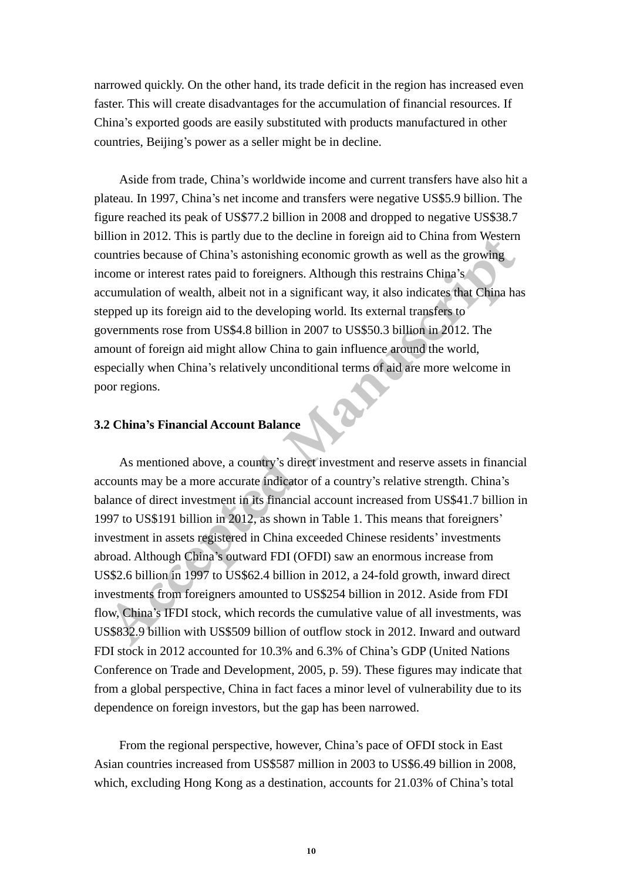narrowed quickly. On the other hand, its trade deficit in the region has increased even faster. This will create disadvantages for the accumulation of financial resources. If China's exported goods are easily substituted with products manufactured in other countries, Beijing's power as a seller might be in decline.

Aside from trade, China's worldwide income and current transfers have also hit a plateau. In 1997, China's net income and transfers were negative US$5.9 billion. The figure reached its peak of US$77.2 billion in 2008 and dropped to negative US$38.7 billion in 2012. This is partly due to the decline in foreign aid to China from Western countries because of China's astonishing economic growth as well as the growing income or interest rates paid to foreigners. Although this restrains China's accumulation of wealth, albeit not in a significant way, it also indicates that China has stepped up its foreign aid to the developing world. Its external transfers to governments rose from US$4.8 billion in 2007 to US$50.3 billion in 2012. The amount of foreign aid might allow China to gain influence around the world, especially when China's relatively unconditional terms of aid are more welcome in poor regions.

### 3.2 China's Financial Account Balance

As mentioned above, a country's direct investment and reserve assets in financial accounts may be a more accurate indicator of a country's relative strength. China's balance of direct investment in its financial account increased from US$41.7 billion in 1997 to US$191 billion in 2012, as shown in Table 1. This means that foreigners' investment in assets registered in China exceeded Chinese residents' investments abroad. Although China's outward FDI (OFDI) saw an enormous increase from US$2.6 billion in 1997 to US$62.4 billion in 2012, a 24-fold growth, inward direct investments from foreigners amounted to US$254 billion in 2012. Aside from FDI flow, China's IFDI stock, which records the cumulative value of all investments, was US$832.9 billion with US$509 billion of outflow stock in 2012. Inward and outward FDI stock in 2012 accounted for 10.3% and 6.3% of China's GDP (United Nations Conference on Trade and Development, 2005, p. 59). These figures may indicate that from a global perspective, China in fact faces a minor level of vulnerability due to its dependence on foreign investors, but the gap has been narrowed.

From the regional perspective, however, China's pace of OFDI stock in East Asian countries increased from US$587 million in 2003 to US$6.49 billion in 2008, which, excluding Hong Kong as a destination, accounts for 21.03% of China's total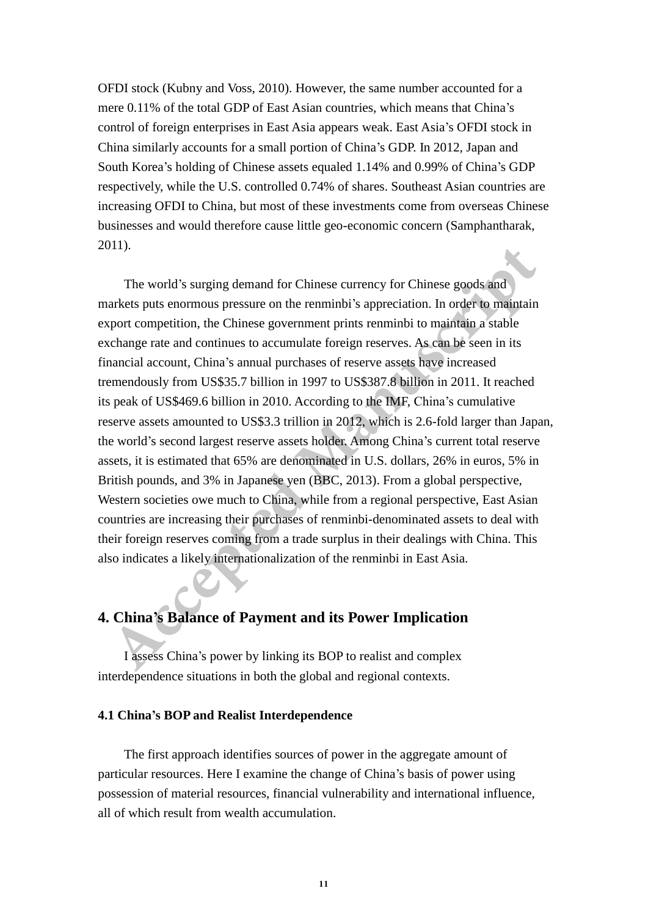OFDI stock (Kubny and Voss, 2010). However, the same number accounted for a mere 0.11% of the total GDP of East Asian countries, which means that China's control of foreign enterprises in East Asia appears weak. East Asia's OFDI stock in China similarly accounts for a small portion of China's GDP. In 2012, Japan and South Korea's holding of Chinese assets equaled 1.14% and 0.99% of China's GDP respectively, while the U.S. controlled 0.74% of shares. Southeast Asian countries are increasing OFDI to China, but most of these investments come from overseas Chinese businesses and would therefore cause little geo-economic concern (Samphantharak, 2011).

The world's surging demand for Chinese currency for Chinese goods and markets puts enormous pressure on the renminbi's appreciation. In order to maintain export competition, the Chinese government prints renminbi to maintain a stable exchange rate and continues to accumulate foreign reserves. As can be seen in its financial account, China's annual purchases of reserve assets have increased tremendously from US$35.7 billion in 1997 to US$387.8 billion in 2011. It reached its peak of US$469.6 billion in 2010. According to the IMF, China's cumulative reserve assets amounted to US$3.3 trillion in 2012, which is 2.6-fold larger than Japan, the world's second largest reserve assets holder. Among China's current total reserve assets, it is estimated that 65% are denominated in U.S. dollars, 26% in euros, 5% in British pounds, and 3% in Japanese yen (BBC, 2013). From a global perspective, Western societies owe much to China, while from a regional perspective, East Asian countries are increasing their purchases of renminbi-denominated assets to deal with their foreign reserves coming from a trade surplus in their dealings with China. This also indicates a likely internationalization of the renminbi in East Asia.

## 4. China's Balance of Payment and its Power Implication

I assess China's power by linking its BOP to realist and complex interdependence situations in both the global and regional contexts.

### 4.1 China's BOP and Realist Interdependence

The first approach identifies sources of power in the aggregate amount of particular resources. Here I examine the change of China's basis of power using possession of material resources, financial vulnerability and international influence, all of which result from wealth accumulation.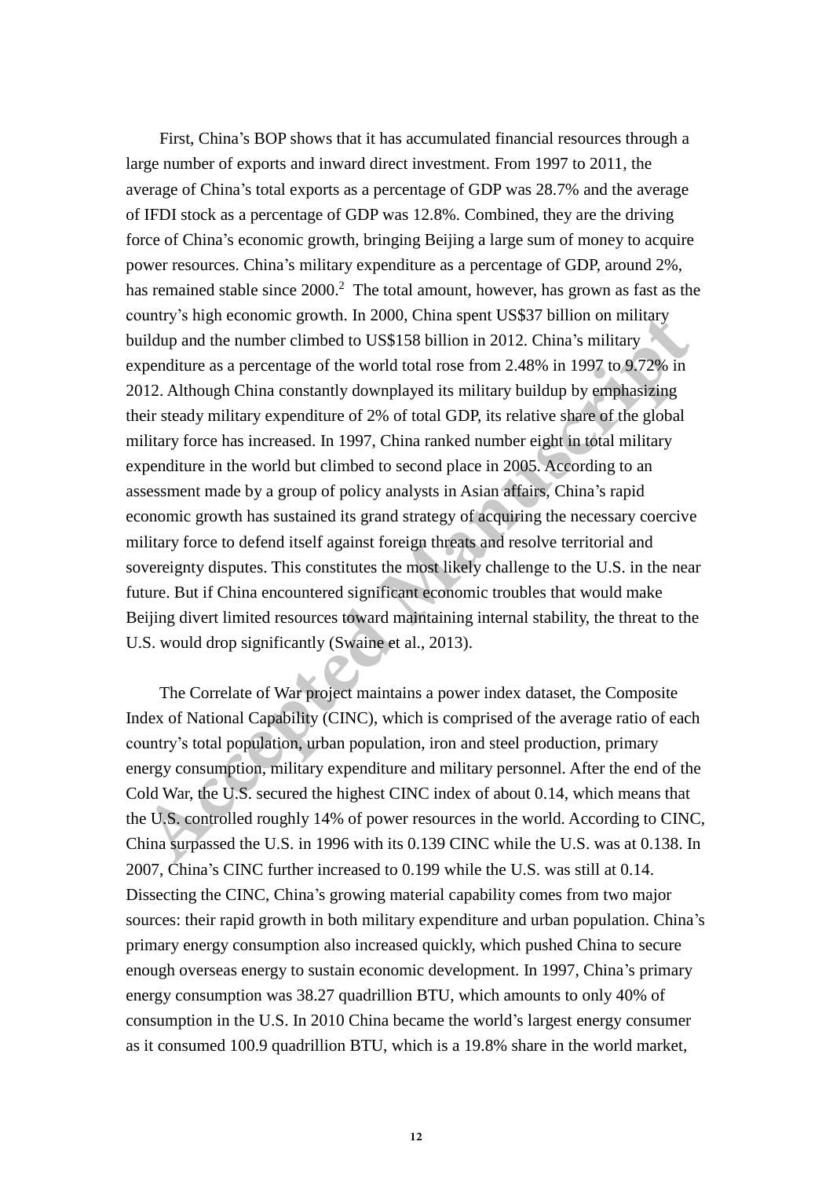First, China's BOP shows that it has accumulated financial resources through a large number of exports and inward direct investment. From 1997 to 2011, the average of China's total exports as a percentage of GDP was 28.7% and the average of IFDI stock as a percentage of GDP was 12.8%. Combined, they are the driving force of China's economic growth, bringing Beijing a large sum of money to acquire power resources. China's military expenditure as a percentage of GDP, around 2%, has remained stable since 2000.[2] The total amount, however, has grown as fast as the country's high economic growth. In 2000, China spent US$37 billion on military buildup and the number climbed to US$158 billion in 2012. China's military expenditure as a percentage of the world total rose from 2.48% in 1997 to 9.72% in 2012. Although China constantly downplayed its military buildup by emphasizing their steady military expenditure of 2% of total GDP, its relative share of the global military force has increased. In 1997, China ranked number eight in total military expenditure in the world but climbed to second place in 2005. According to an assessment made by a group of policy analysts in Asian affairs, China's rapid economic growth has sustained its grand strategy of acquiring the necessary coercive military force to defend itself against foreign threats and resolve territorial and sovereignty disputes. This constitutes the most likely challenge to the U.S. in the near future. But if China encountered significant economic troubles that would make Beijing divert limited resources toward maintaining internal stability, the threat to the U.S. would drop significantly (Swaine et al., 2013).

The Correlate of War project maintains a power index dataset, the Composite Index of National Capability (CINC), which is comprised of the average ratio of each country's total population, urban population, iron and steel production, primary energy consumption, military expenditure and military personnel. After the end of the Cold War, the U.S. secured the highest CINC index of about 0.14, which means that the U.S. controlled roughly 14% of power resources in the world. According to CINC, China surpassed the U.S. in 1996 with its 0.139 CINC while the U.S. was at 0.138. In 2007, China's CINC further increased to 0.199 while the U.S. was still at 0.14. Dissecting the CINC, China's growing material capability comes from two major sources: their rapid growth in both military expenditure and urban population. China's primary energy consumption also increased quickly, which pushed China to secure enough overseas energy to sustain economic development. In 1997, China's primary energy consumption was 38.27 quadrillion BTU, which amounts to only 40% of consumption in the U.S. In 2010 China became the world's largest energy consumer as it consumed 100.9 quadrillion BTU, which is a 19.8% share in the world market,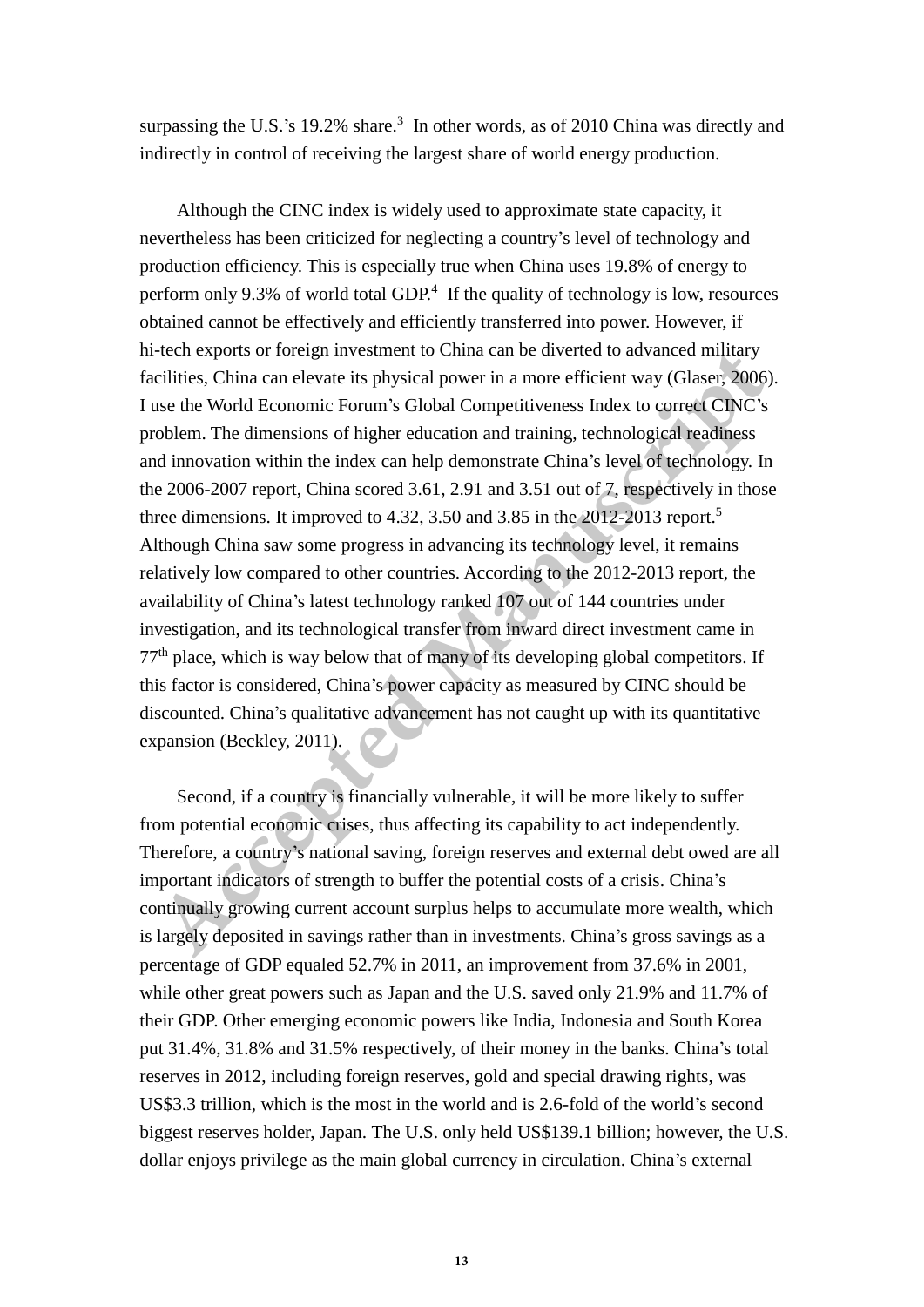surpassing the U.S.'s 19.2% share.[3] In other words, as of 2010 China was directly and indirectly in control of receiving the largest share of world energy production.

Although the CINC index is widely used to approximate state capacity, it nevertheless has been criticized for neglecting a country's level of technology and production efficiency. This is especially true when China uses 19.8% of energy to perform only 9.3% of world total GDP.[4] If the quality of technology is low, resources obtained cannot be effectively and efficiently transferred into power. However, if hi-tech exports or foreign investment to China can be diverted to advanced military facilities, China can elevate its physical power in a more efficient way (Glaser, 2006). I use the World Economic Forum's Global Competitiveness Index to correct CINC's problem. The dimensions of higher education and training, technological readiness and innovation within the index can help demonstrate China's level of technology. In the 2006-2007 report, China scored 3.61, 2.91 and 3.51 out of 7, respectively in those three dimensions. It improved to 4.32, 3.50 and 3.85 in the 2012-2013 report.[5] Although China saw some progress in advancing its technology level, it remains relatively low compared to other countries. According to the 2012-2013 report, the availability of China's latest technology ranked 107 out of 144 countries under investigation, and its technological transfer from inward direct investment came in 77th place, which is way below that of many of its developing global competitors. If this factor is considered, China's power capacity as measured by CINC should be discounted. China's qualitative advancement has not caught up with its quantitative expansion (Beckley, 2011).

Second, if a country is financially vulnerable, it will be more likely to suffer from potential economic crises, thus affecting its capability to act independently. Therefore, a country's national saving, foreign reserves and external debt owed are all important indicators of strength to buffer the potential costs of a crisis. China's continually growing current account surplus helps to accumulate more wealth, which is largely deposited in savings rather than in investments. China's gross savings as a percentage of GDP equaled 52.7% in 2011, an improvement from 37.6% in 2001, while other great powers such as Japan and the U.S. saved only 21.9% and 11.7% of their GDP. Other emerging economic powers like India, Indonesia and South Korea put 31.4%, 31.8% and 31.5% respectively, of their money in the banks. China's total reserves in 2012, including foreign reserves, gold and special drawing rights, was US$3.3 trillion, which is the most in the world and is 2.6-fold of the world's second biggest reserves holder, Japan. The U.S. only held US$139.1 billion; however, the U.S. dollar enjoys privilege as the main global currency in circulation. China's external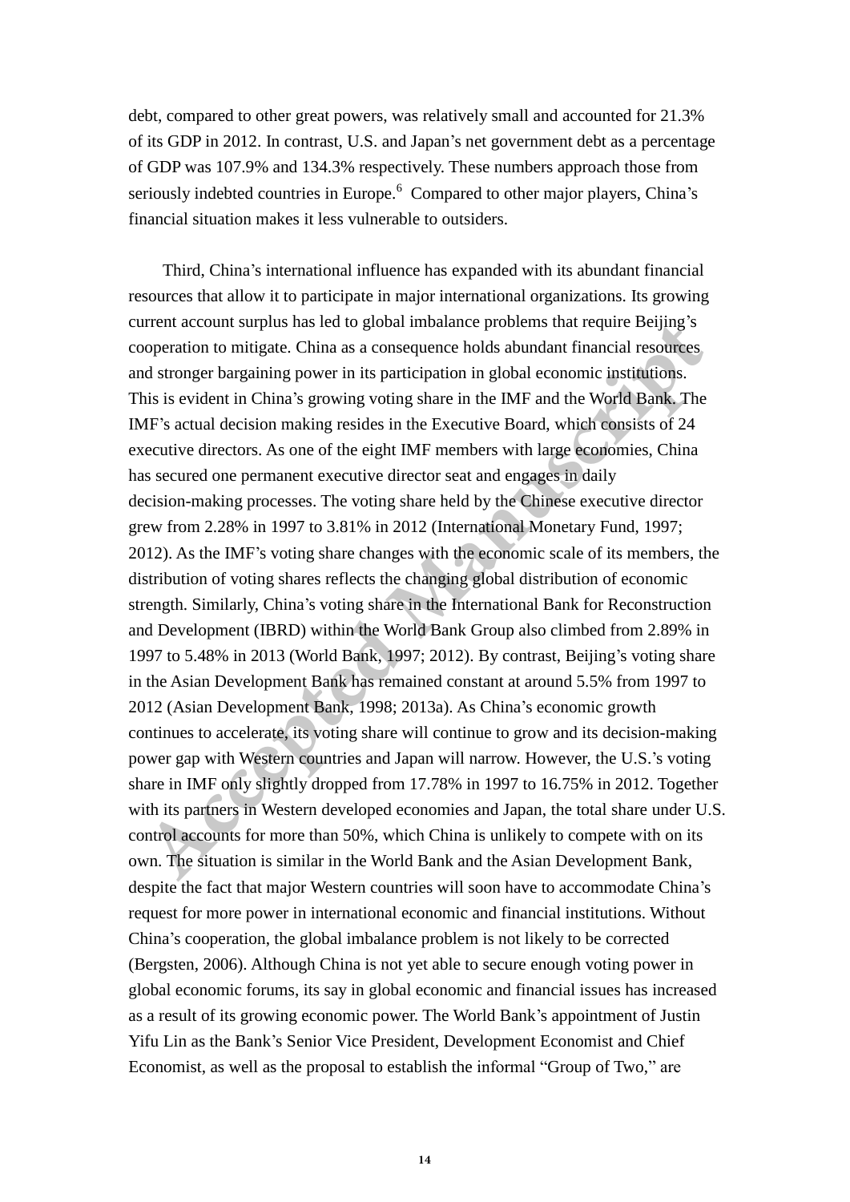debt, compared to other great powers, was relatively small and accounted for 21.3% of its GDP in 2012. In contrast, U.S. and Japan's net government debt as a percentage of GDP was 107.9% and 134.3% respectively. These numbers approach those from seriously indebted countries in Europe.[6] Compared to other major players, China's financial situation makes it less vulnerable to outsiders.

Third, China's international influence has expanded with its abundant financial resources that allow it to participate in major international organizations. Its growing current account surplus has led to global imbalance problems that require Beijing's cooperation to mitigate. China as a consequence holds abundant financial resources and stronger bargaining power in its participation in global economic institutions. This is evident in China's growing voting share in the IMF and the World Bank. The IMF's actual decision making resides in the Executive Board, which consists of 24 executive directors. As one of the eight IMF members with large economies, China has secured one permanent executive director seat and engages in daily decision-making processes. The voting share held by the Chinese executive director grew from 2.28% in 1997 to 3.81% in 2012 (International Monetary Fund, 1997; 2012). As the IMF's voting share changes with the economic scale of its members, the distribution of voting shares reflects the changing global distribution of economic strength. Similarly, China's voting share in the International Bank for Reconstruction and Development (IBRD) within the World Bank Group also climbed from 2.89% in 1997 to 5.48% in 2013 (World Bank, 1997; 2012). By contrast, Beijing's voting share in the Asian Development Bank has remained constant at around 5.5% from 1997 to 2012 (Asian Development Bank, 1998; 2013a). As China's economic growth continues to accelerate, its voting share will continue to grow and its decision-making power gap with Western countries and Japan will narrow. However, the U.S.'s voting share in IMF only slightly dropped from 17.78% in 1997 to 16.75% in 2012. Together with its partners in Western developed economies and Japan, the total share under U.S. control accounts for more than 50%, which China is unlikely to compete with on its own. The situation is similar in the World Bank and the Asian Development Bank, despite the fact that major Western countries will soon have to accommodate China's request for more power in international economic and financial institutions. Without China's cooperation, the global imbalance problem is not likely to be corrected (Bergsten, 2006). Although China is not yet able to secure enough voting power in global economic forums, its say in global economic and financial issues has increased as a result of its growing economic power. The World Bank's appointment of Justin Yifu Lin as the Bank's Senior Vice President, Development Economist and Chief Economist, as well as the proposal to establish the informal "Group of Two," are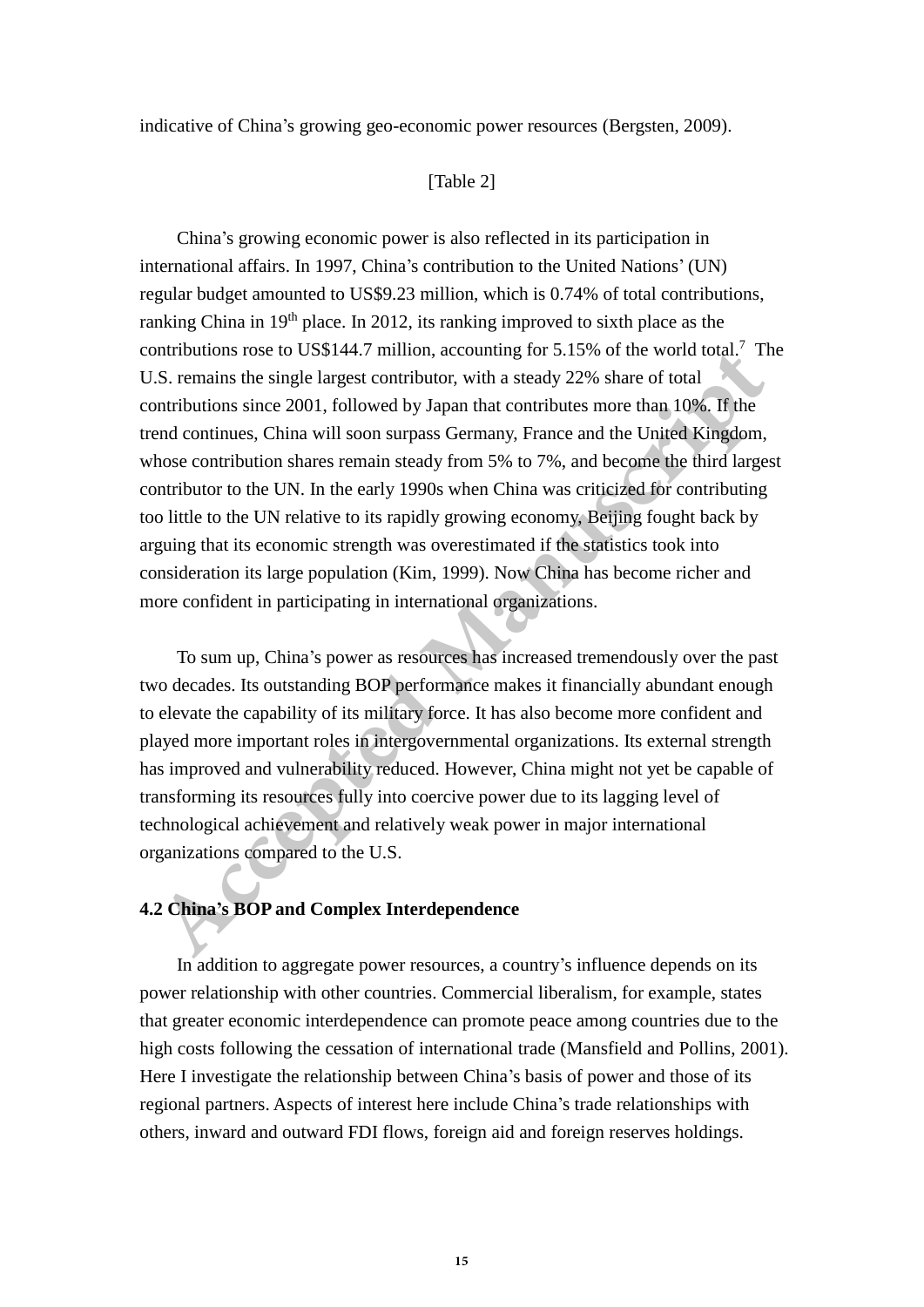indicative of China's growing geo-economic power resources (Bergsten, 2009).

[Table 2]

China's growing economic power is also reflected in its participation in international affairs. In 1997, China's contribution to the United Nations' (UN) regular budget amounted to US$9.23 million, which is 0.74% of total contributions, ranking China in 19th place. In 2012, its ranking improved to sixth place as the contributions rose to US$144.7 million, accounting for 5.15% of the world total.[7] The U.S. remains the single largest contributor, with a steady 22% share of total contributions since 2001, followed by Japan that contributes more than 10%. If the trend continues, China will soon surpass Germany, France and the United Kingdom, whose contribution shares remain steady from 5% to 7%, and become the third largest contributor to the UN. In the early 1990s when China was criticized for contributing too little to the UN relative to its rapidly growing economy, Beijing fought back by arguing that its economic strength was overestimated if the statistics took into consideration its large population (Kim, 1999). Now China has become richer and more confident in participating in international organizations.

To sum up, China's power as resources has increased tremendously over the past two decades. Its outstanding BOP performance makes it financially abundant enough to elevate the capability of its military force. It has also become more confident and played more important roles in intergovernmental organizations. Its external strength has improved and vulnerability reduced. However, China might not yet be capable of transforming its resources fully into coercive power due to its lagging level of technological achievement and relatively weak power in major international organizations compared to the U.S.

## 4.2 China's BOP and Complex Interdependence

In addition to aggregate power resources, a country's influence depends on its power relationship with other countries. Commercial liberalism, for example, states that greater economic interdependence can promote peace among countries due to the high costs following the cessation of international trade (Mansfield and Pollins, 2001). Here I investigate the relationship between China's basis of power and those of its regional partners. Aspects of interest here include China's trade relationships with others, inward and outward FDI flows, foreign aid and foreign reserves holdings.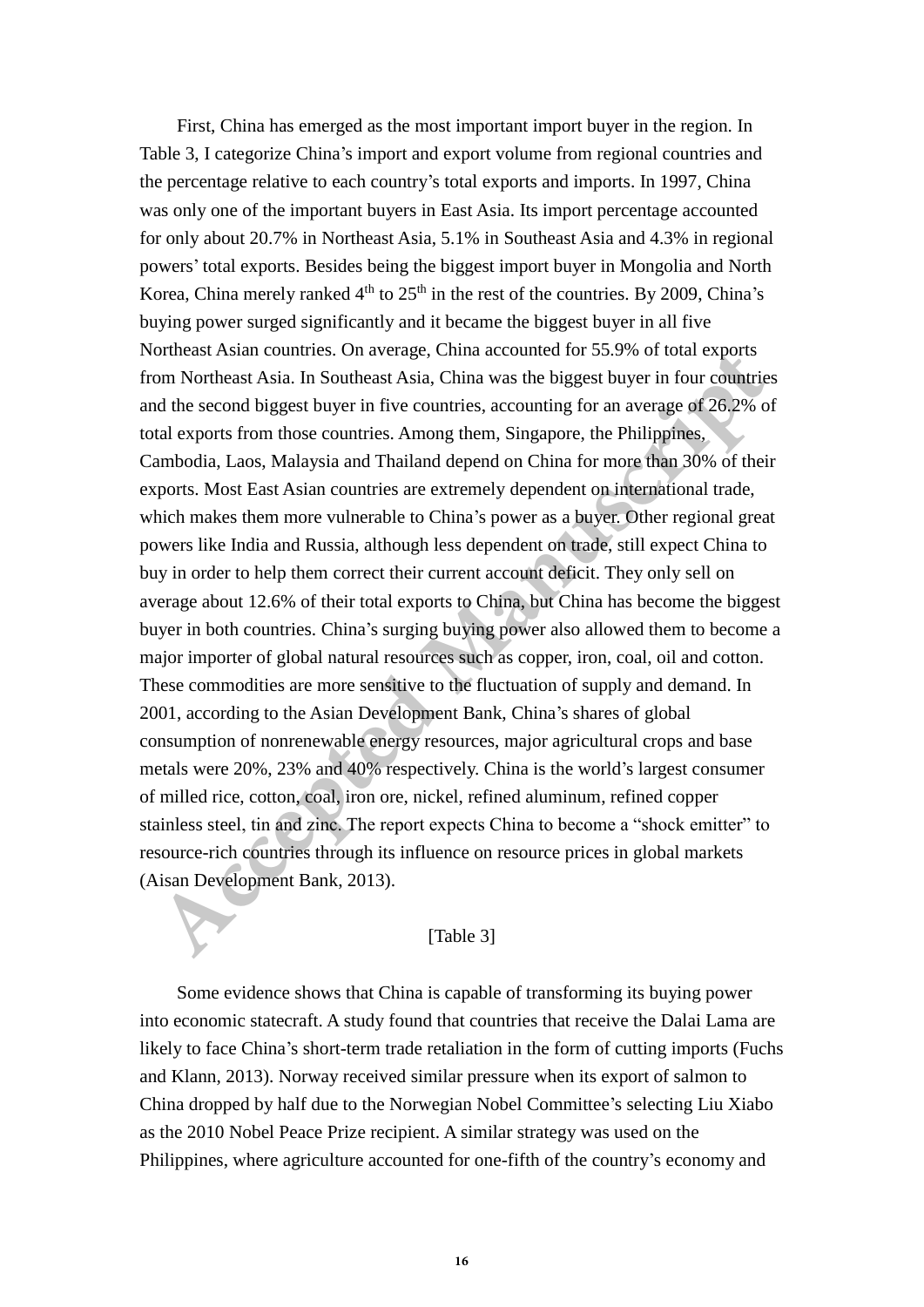First, China has emerged as the most important import buyer in the region. In Table 3, I categorize China's import and export volume from regional countries and the percentage relative to each country's total exports and imports. In 1997, China was only one of the important buyers in East Asia. Its import percentage accounted for only about 20.7% in Northeast Asia, 5.1% in Southeast Asia and 4.3% in regional powers' total exports. Besides being the biggest import buyer in Mongolia and North Korea, China merely ranked 4th to 25th in the rest of the countries. By 2009, China's buying power surged significantly and it became the biggest buyer in all five Northeast Asian countries. On average, China accounted for 55.9% of total exports from Northeast Asia. In Southeast Asia, China was the biggest buyer in four countries and the second biggest buyer in five countries, accounting for an average of 26.2% of total exports from those countries. Among them, Singapore, the Philippines, Cambodia, Laos, Malaysia and Thailand depend on China for more than 30% of their exports. Most East Asian countries are extremely dependent on international trade, which makes them more vulnerable to China's power as a buyer. Other regional great powers like India and Russia, although less dependent on trade, still expect China to buy in order to help them correct their current account deficit. They only sell on average about 12.6% of their total exports to China, but China has become the biggest buyer in both countries. China's surging buying power also allowed them to become a major importer of global natural resources such as copper, iron, coal, oil and cotton. These commodities are more sensitive to the fluctuation of supply and demand. In 2001, according to the Asian Development Bank, China's shares of global consumption of nonrenewable energy resources, major agricultural crops and base metals were 20%, 23% and 40% respectively. China is the world's largest consumer of milled rice, cotton, coal, iron ore, nickel, refined aluminum, refined copper stainless steel, tin and zinc. The report expects China to become a "shock emitter" to resource-rich countries through its influence on resource prices in global markets (Aisan Development Bank, 2013).

[Table 3]

Some evidence shows that China is capable of transforming its buying power into economic statecraft. A study found that countries that receive the Dalai Lama are likely to face China's short-term trade retaliation in the form of cutting imports (Fuchs and Klann, 2013). Norway received similar pressure when its export of salmon to China dropped by half due to the Norwegian Nobel Committee's selecting Liu Xiabo as the 2010 Nobel Peace Prize recipient. A similar strategy was used on the Philippines, where agriculture accounted for one-fifth of the country's economy and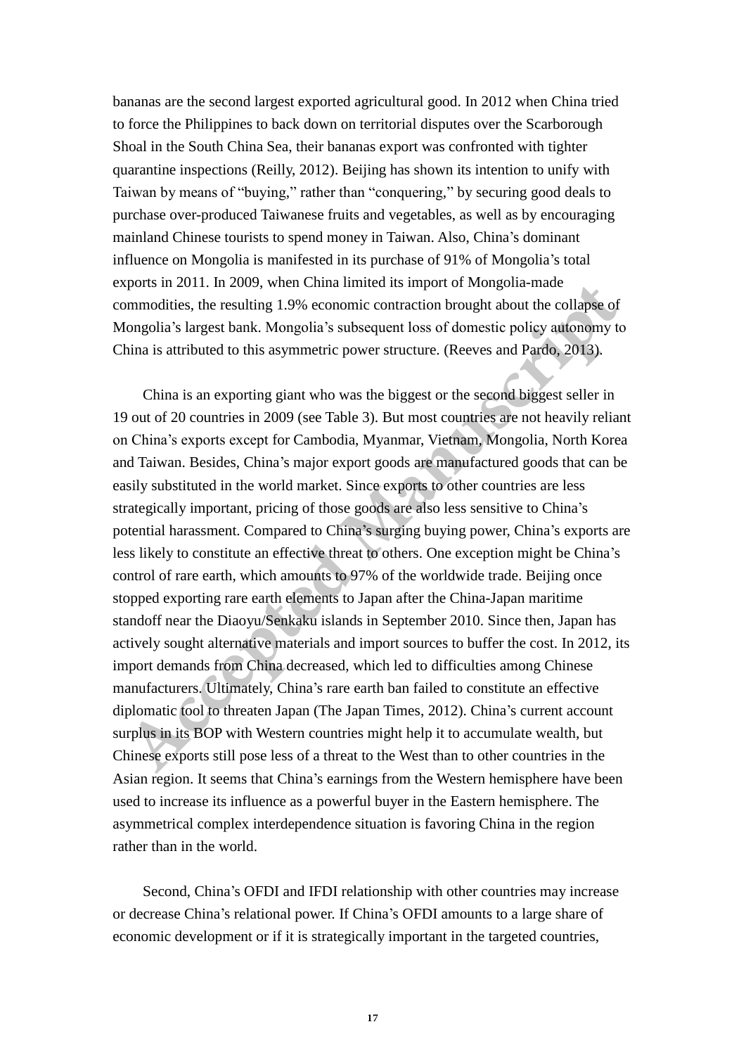bananas are the second largest exported agricultural good. In 2012 when China tried to force the Philippines to back down on territorial disputes over the Scarborough Shoal in the South China Sea, their bananas export was confronted with tighter quarantine inspections (Reilly, 2012). Beijing has shown its intention to unify with Taiwan by means of "buying," rather than "conquering," by securing good deals to purchase over-produced Taiwanese fruits and vegetables, as well as by encouraging mainland Chinese tourists to spend money in Taiwan. Also, China's dominant influence on Mongolia is manifested in its purchase of 91% of Mongolia's total exports in 2011. In 2009, when China limited its import of Mongolia-made commodities, the resulting 1.9% economic contraction brought about the collapse of Mongolia's largest bank. Mongolia's subsequent loss of domestic policy autonomy to China is attributed to this asymmetric power structure. (Reeves and Pardo, 2013).

China is an exporting giant who was the biggest or the second biggest seller in 19 out of 20 countries in 2009 (see Table 3). But most countries are not heavily reliant on China's exports except for Cambodia, Myanmar, Vietnam, Mongolia, North Korea and Taiwan. Besides, China's major export goods are manufactured goods that can be easily substituted in the world market. Since exports to other countries are less strategically important, pricing of those goods are also less sensitive to China's potential harassment. Compared to China's surging buying power, China's exports are less likely to constitute an effective threat to others. One exception might be China's control of rare earth, which amounts to 97% of the worldwide trade. Beijing once stopped exporting rare earth elements to Japan after the China-Japan maritime standoff near the Diaoyu/Senkaku islands in September 2010. Since then, Japan has actively sought alternative materials and import sources to buffer the cost. In 2012, its import demands from China decreased, which led to difficulties among Chinese manufacturers. Ultimately, China's rare earth ban failed to constitute an effective diplomatic tool to threaten Japan (The Japan Times, 2012). China's current account surplus in its BOP with Western countries might help it to accumulate wealth, but Chinese exports still pose less of a threat to the West than to other countries in the Asian region. It seems that China's earnings from the Western hemisphere have been used to increase its influence as a powerful buyer in the Eastern hemisphere. The asymmetrical complex interdependence situation is favoring China in the region rather than in the world.

Second, China's OFDI and IFDI relationship with other countries may increase or decrease China's relational power. If China's OFDI amounts to a large share of economic development or if it is strategically important in the targeted countries,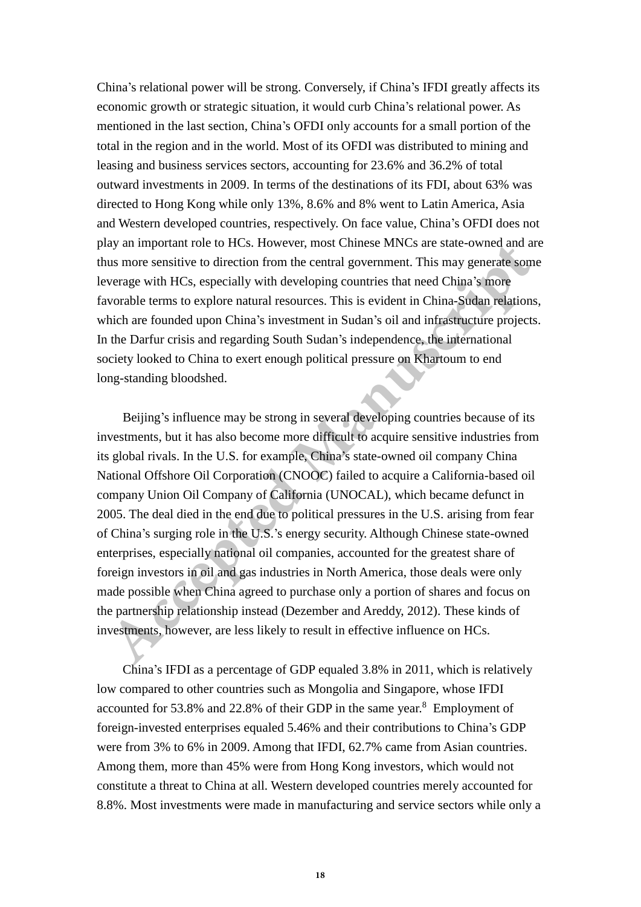China's relational power will be strong. Conversely, if China's IFDI greatly affects its economic growth or strategic situation, it would curb China's relational power. As mentioned in the last section, China's OFDI only accounts for a small portion of the total in the region and in the world. Most of its OFDI was distributed to mining and leasing and business services sectors, accounting for 23.6% and 36.2% of total outward investments in 2009. In terms of the destinations of its FDI, about 63% was directed to Hong Kong while only 13%, 8.6% and 8% went to Latin America, Asia and Western developed countries, respectively. On face value, China's OFDI does not play an important role to HCs. However, most Chinese MNCs are state-owned and are thus more sensitive to direction from the central government. This may generate some leverage with HCs, especially with developing countries that need China's more favorable terms to explore natural resources. This is evident in China-Sudan relations, which are founded upon China's investment in Sudan's oil and infrastructure projects. In the Darfur crisis and regarding South Sudan's independence, the international society looked to China to exert enough political pressure on Khartoum to end long-standing bloodshed.

Beijing's influence may be strong in several developing countries because of its investments, but it has also become more difficult to acquire sensitive industries from its global rivals. In the U.S. for example, China's state-owned oil company China National Offshore Oil Corporation (CNOOC) failed to acquire a California-based oil company Union Oil Company of California (UNOCAL), which became defunct in 2005. The deal died in the end due to political pressures in the U.S. arising from fear of China's surging role in the U.S.'s energy security. Although Chinese state-owned enterprises, especially national oil companies, accounted for the greatest share of foreign investors in oil and gas industries in North America, those deals were only made possible when China agreed to purchase only a portion of shares and focus on the partnership relationship instead (Dezember and Areddy, 2012). These kinds of investments, however, are less likely to result in effective influence on HCs.

China's IFDI as a percentage of GDP equaled 3.8% in 2011, which is relatively low compared to other countries such as Mongolia and Singapore, whose IFDI accounted for 53.8% and 22.8% of their GDP in the same year.[8] Employment of foreign-invested enterprises equaled 5.46% and their contributions to China's GDP were from 3% to 6% in 2009. Among that IFDI, 62.7% came from Asian countries. Among them, more than 45% were from Hong Kong investors, which would not constitute a threat to China at all. Western developed countries merely accounted for 8.8%. Most investments were made in manufacturing and service sectors while only a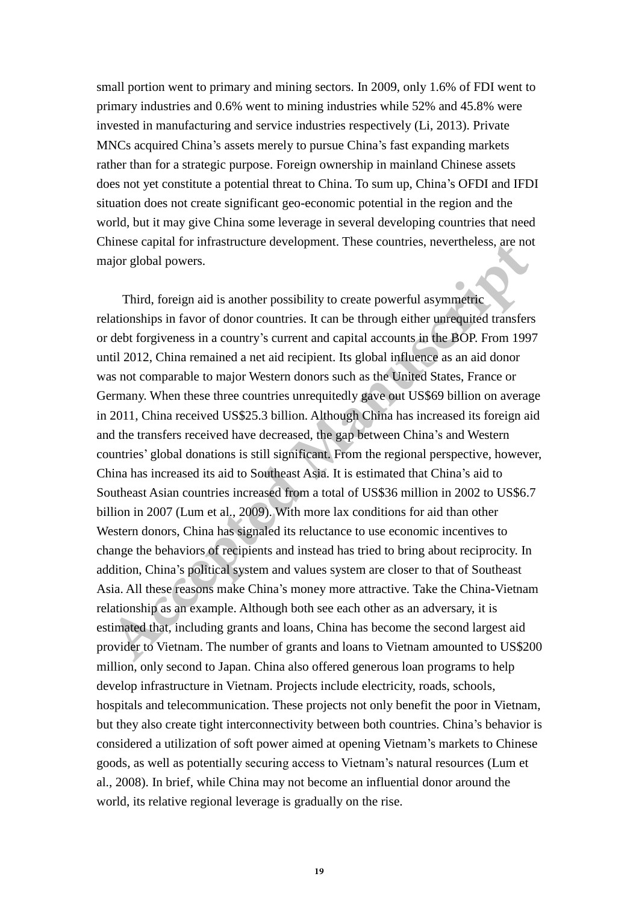small portion went to primary and mining sectors. In 2009, only 1.6% of FDI went to primary industries and 0.6% went to mining industries while 52% and 45.8% were invested in manufacturing and service industries respectively (Li, 2013). Private MNCs acquired China's assets merely to pursue China's fast expanding markets rather than for a strategic purpose. Foreign ownership in mainland Chinese assets does not yet constitute a potential threat to China. To sum up, China's OFDI and IFDI situation does not create significant geo-economic potential in the region and the world, but it may give China some leverage in several developing countries that need Chinese capital for infrastructure development. These countries, nevertheless, are not major global powers.

Third, foreign aid is another possibility to create powerful asymmetric relationships in favor of donor countries. It can be through either unrequited transfers or debt forgiveness in a country's current and capital accounts in the BOP. From 1997 until 2012, China remained a net aid recipient. Its global influence as an aid donor was not comparable to major Western donors such as the United States, France or Germany. When these three countries unrequitedly gave out US$69 billion on average in 2011, China received US$25.3 billion. Although China has increased its foreign aid and the transfers received have decreased, the gap between China's and Western countries' global donations is still significant. From the regional perspective, however, China has increased its aid to Southeast Asia. It is estimated that China's aid to Southeast Asian countries increased from a total of US$36 million in 2002 to US$6.7 billion in 2007 (Lum et al., 2009). With more lax conditions for aid than other Western donors, China has signaled its reluctance to use economic incentives to change the behaviors of recipients and instead has tried to bring about reciprocity. In addition, China's political system and values system are closer to that of Southeast Asia. All these reasons make China's money more attractive. Take the China-Vietnam relationship as an example. Although both see each other as an adversary, it is estimated that, including grants and loans, China has become the second largest aid provider to Vietnam. The number of grants and loans to Vietnam amounted to US$200 million, only second to Japan. China also offered generous loan programs to help develop infrastructure in Vietnam. Projects include electricity, roads, schools, hospitals and telecommunication. These projects not only benefit the poor in Vietnam, but they also create tight interconnectivity between both countries. China's behavior is considered a utilization of soft power aimed at opening Vietnam's markets to Chinese goods, as well as potentially securing access to Vietnam's natural resources (Lum et al., 2008). In brief, while China may not become an influential donor around the world, its relative regional leverage is gradually on the rise.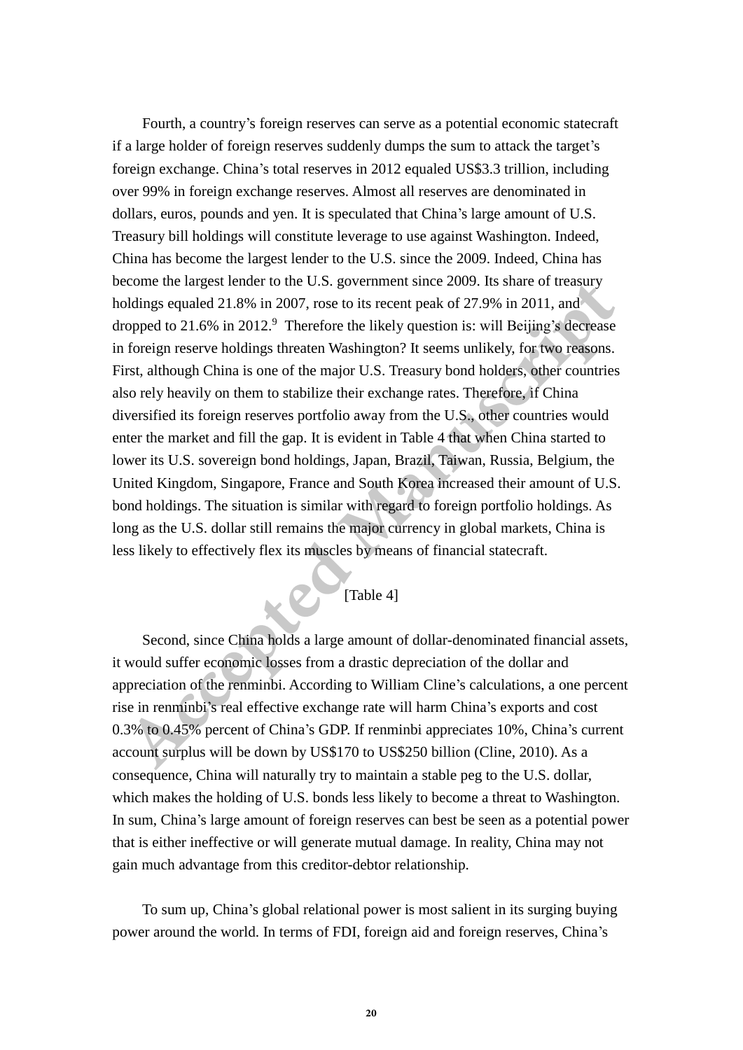Fourth, a country's foreign reserves can serve as a potential economic statecraft if a large holder of foreign reserves suddenly dumps the sum to attack the target's foreign exchange. China's total reserves in 2012 equaled US$3.3 trillion, including over 99% in foreign exchange reserves. Almost all reserves are denominated in dollars, euros, pounds and yen. It is speculated that China's large amount of U.S. Treasury bill holdings will constitute leverage to use against Washington. Indeed, China has become the largest lender to the U.S. since the 2009. Indeed, China has become the largest lender to the U.S. government since 2009. Its share of treasury holdings equaled 21.8% in 2007, rose to its recent peak of 27.9% in 2011, and dropped to 21.6% in 2012.[9] Therefore the likely question is: will Beijing's decrease in foreign reserve holdings threaten Washington? It seems unlikely, for two reasons. First, although China is one of the major U.S. Treasury bond holders, other countries also rely heavily on them to stabilize their exchange rates. Therefore, if China diversified its foreign reserves portfolio away from the U.S., other countries would enter the market and fill the gap. It is evident in Table 4 that when China started to lower its U.S. sovereign bond holdings, Japan, Brazil, Taiwan, Russia, Belgium, the United Kingdom, Singapore, France and South Korea increased their amount of U.S. bond holdings. The situation is similar with regard to foreign portfolio holdings. As long as the U.S. dollar still remains the major currency in global markets, China is less likely to effectively flex its muscles by means of financial statecraft.

[Table 4]

Second, since China holds a large amount of dollar-denominated financial assets, it would suffer economic losses from a drastic depreciation of the dollar and appreciation of the renminbi. According to William Cline's calculations, a one percent rise in renminbi's real effective exchange rate will harm China's exports and cost 0.3% to 0.45% percent of China's GDP. If renminbi appreciates 10%, China's current account surplus will be down by US$170 to US$250 billion (Cline, 2010). As a consequence, China will naturally try to maintain a stable peg to the U.S. dollar, which makes the holding of U.S. bonds less likely to become a threat to Washington. In sum, China's large amount of foreign reserves can best be seen as a potential power that is either ineffective or will generate mutual damage. In reality, China may not gain much advantage from this creditor-debtor relationship.

To sum up, China's global relational power is most salient in its surging buying power around the world. In terms of FDI, foreign aid and foreign reserves, China's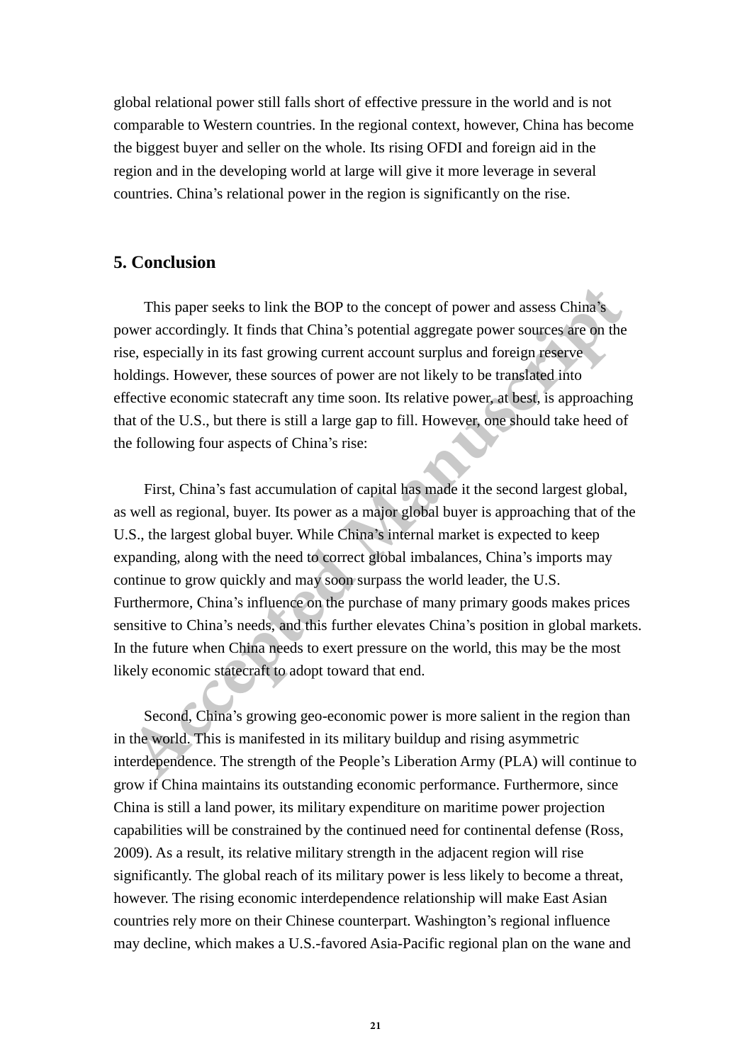global relational power still falls short of effective pressure in the world and is not comparable to Western countries. In the regional context, however, China has become the biggest buyer and seller on the whole. Its rising OFDI and foreign aid in the region and in the developing world at large will give it more leverage in several countries. China's relational power in the region is significantly on the rise.

## 5. Conclusion

This paper seeks to link the BOP to the concept of power and assess China's power accordingly. It finds that China's potential aggregate power sources are on the rise, especially in its fast growing current account surplus and foreign reserve holdings. However, these sources of power are not likely to be translated into effective economic statecraft any time soon. Its relative power, at best, is approaching that of the U.S., but there is still a large gap to fill. However, one should take heed of the following four aspects of China's rise:

First, China's fast accumulation of capital has made it the second largest global, as well as regional, buyer. Its power as a major global buyer is approaching that of the U.S., the largest global buyer. While China's internal market is expected to keep expanding, along with the need to correct global imbalances, China's imports may continue to grow quickly and may soon surpass the world leader, the U.S. Furthermore, China's influence on the purchase of many primary goods makes prices sensitive to China's needs, and this further elevates China's position in global markets. In the future when China needs to exert pressure on the world, this may be the most likely economic statecraft to adopt toward that end.

Second, China's growing geo-economic power is more salient in the region than in the world. This is manifested in its military buildup and rising asymmetric interdependence. The strength of the People's Liberation Army (PLA) will continue to grow if China maintains its outstanding economic performance. Furthermore, since China is still a land power, its military expenditure on maritime power projection capabilities will be constrained by the continued need for continental defense (Ross, 2009). As a result, its relative military strength in the adjacent region will rise significantly. The global reach of its military power is less likely to become a threat, however. The rising economic interdependence relationship will make East Asian countries rely more on their Chinese counterpart. Washington's regional influence may decline, which makes a U.S.-favored Asia-Pacific regional plan on the wane and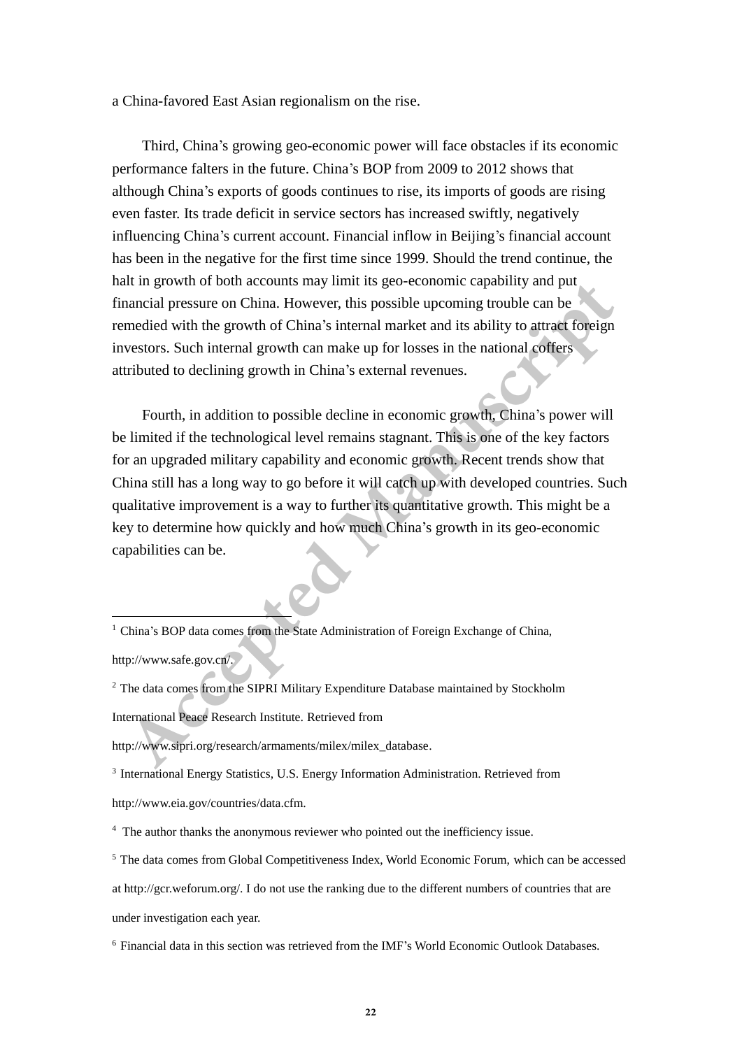a China-favored East Asian regionalism on the rise.

Third, China's growing geo-economic power will face obstacles if its economic performance falters in the future. China's BOP from 2009 to 2012 shows that although China's exports of goods continues to rise, its imports of goods are rising even faster. Its trade deficit in service sectors has increased swiftly, negatively influencing China's current account. Financial inflow in Beijing's financial account has been in the negative for the first time since 1999. Should the trend continue, the halt in growth of both accounts may limit its geo-economic capability and put financial pressure on China. However, this possible upcoming trouble can be remedied with the growth of China's internal market and its ability to attract foreign investors. Such internal growth can make up for losses in the national coffers attributed to declining growth in China's external revenues.

Fourth, in addition to possible decline in economic growth, China's power will be limited if the technological level remains stagnant. This is one of the key factors for an upgraded military capability and economic growth. Recent trends show that China still has a long way to go before it will catch up with developed countries. Such qualitative improvement is a way to further its quantitative growth. This might be a key to determine how quickly and how much China's growth in its geo-economic capabilities can be.

---

[1] China's BOP data comes from the State Administration of Foreign Exchange of China, http://www.safe.gov.cn/.

[2] The data comes from the SIPRI Military Expenditure Database maintained by Stockholm International Peace Research Institute. Retrieved from http://www.sipri.org/research/armaments/milex/milex_database.

[3] International Energy Statistics, U.S. Energy Information Administration. Retrieved from http://www.eia.gov/countries/data.cfm.

[4] The author thanks the anonymous reviewer who pointed out the inefficiency issue.

[5] The data comes from Global Competitiveness Index, World Economic Forum, which can be accessed at http://gcr.weforum.org/. I do not use the ranking due to the different numbers of countries that are under investigation each year.

[6] Financial data in this section was retrieved from the IMF's World Economic Outlook Databases.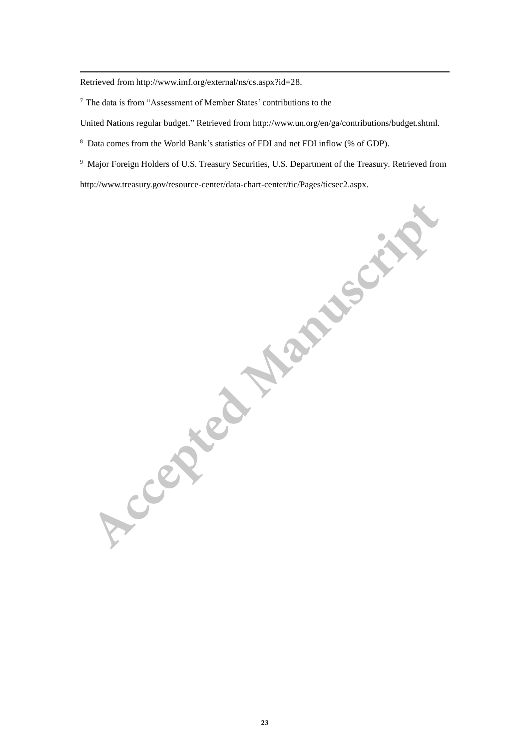Retrieved from http://www.imf.org/external/ns/cs.aspx?id=28.

[7] The data is from "Assessment of Member States' contributions to the United Nations regular budget." Retrieved from http://www.un.org/en/ga/contributions/budget.shtml.

[8] Data comes from the World Bank's statistics of FDI and net FDI inflow (% of GDP).

[9] Major Foreign Holders of U.S. Treasury Securities, U.S. Department of the Treasury. Retrieved from http://www.treasury.gov/resource-center/data-chart-center/tic/Pages/ticsec2.aspx.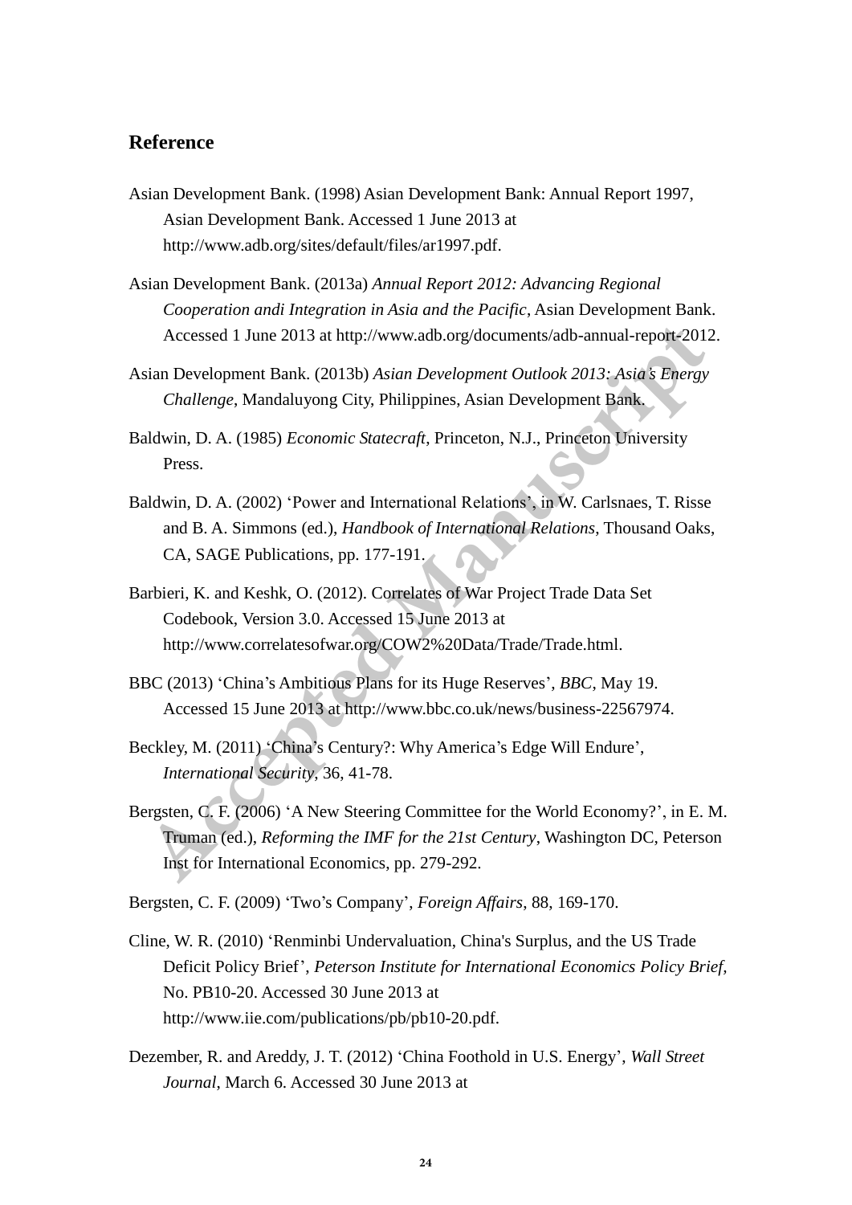## Reference

Asian Development Bank. (1998) Asian Development Bank: Annual Report 1997, Asian Development Bank. Accessed 1 June 2013 at http://www.adb.org/sites/default/files/ar1997.pdf.

Asian Development Bank. (2013a) *Annual Report 2012: Advancing Regional Cooperation andi Integration in Asia and the Pacific*, Asian Development Bank. Accessed 1 June 2013 at http://www.adb.org/documents/adb-annual-report-2012.

Asian Development Bank. (2013b) *Asian Development Outlook 2013: Asia's Energy Challenge*, Mandaluyong City, Philippines, Asian Development Bank.

Baldwin, D. A. (1985) *Economic Statecraft*, Princeton, N.J., Princeton University Press.

Baldwin, D. A. (2002) 'Power and International Relations', in W. Carlsnaes, T. Risse and B. A. Simmons (ed.), *Handbook of International Relations*, Thousand Oaks, CA, SAGE Publications, pp. 177-191.

Barbieri, K. and Keshk, O. (2012). Correlates of War Project Trade Data Set Codebook, Version 3.0. Accessed 15 June 2013 at http://www.correlatesofwar.org/COW2%20Data/Trade/Trade.html.

BBC (2013) 'China's Ambitious Plans for its Huge Reserves', *BBC*, May 19. Accessed 15 June 2013 at http://www.bbc.co.uk/news/business-22567974.

Beckley, M. (2011) 'China's Century?: Why America's Edge Will Endure', *International Security*, 36, 41-78.

Bergsten, C. F. (2006) 'A New Steering Committee for the World Economy?', in E. M. Truman (ed.), *Reforming the IMF for the 21st Century*, Washington DC, Peterson Inst for International Economics, pp. 279-292.

Bergsten, C. F. (2009) 'Two's Company', *Foreign Affairs*, 88, 169-170.

Cline, W. R. (2010) 'Renminbi Undervaluation, China's Surplus, and the US Trade Deficit Policy Brief', *Peterson Institute for International Economics Policy Brief*, No. PB10-20. Accessed 30 June 2013 at http://www.iie.com/publications/pb/pb10-20.pdf.

Dezember, R. and Areddy, J. T. (2012) 'China Foothold in U.S. Energy', *Wall Street Journal*, March 6. Accessed 30 June 2013 at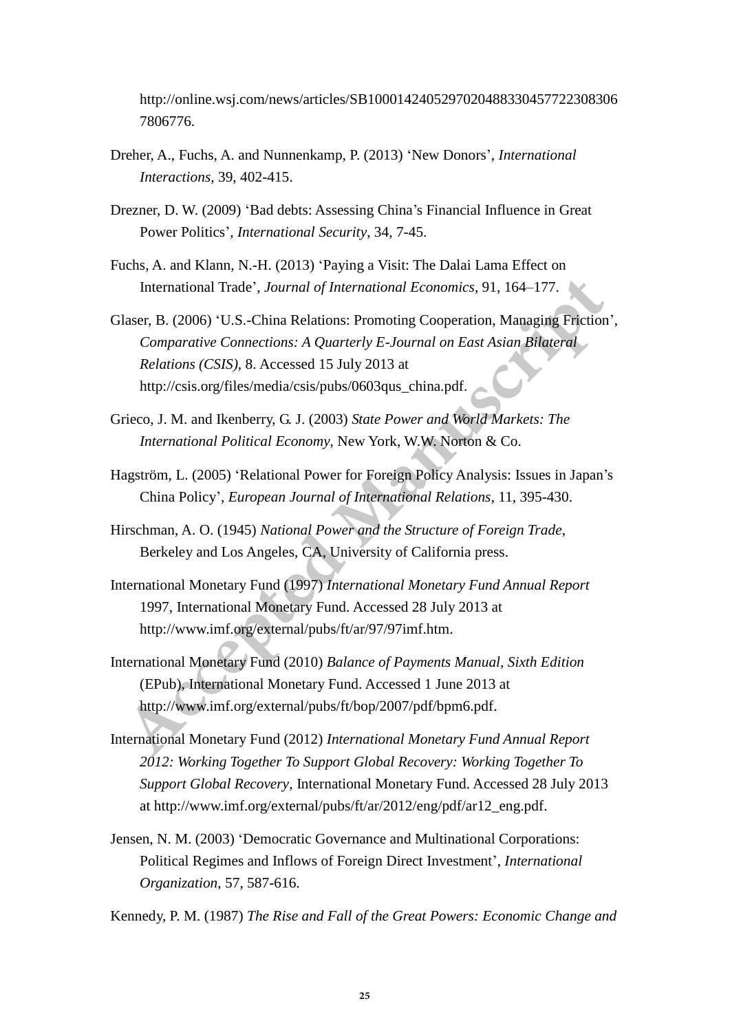http://online.wsj.com/news/articles/SB10001424052970204883304577223083067806776.

Dreher, A., Fuchs, A. and Nunnenkamp, P. (2013) 'New Donors', *International Interactions*, 39, 402-415.

Drezner, D. W. (2009) 'Bad debts: Assessing China's Financial Influence in Great Power Politics', *International Security*, 34, 7-45.

Fuchs, A. and Klann, N.-H. (2013) 'Paying a Visit: The Dalai Lama Effect on International Trade', *Journal of International Economics*, 91, 164–177.

Glaser, B. (2006) 'U.S.-China Relations: Promoting Cooperation, Managing Friction', *Comparative Connections: A Quarterly E-Journal on East Asian Bilateral Relations (CSIS)*, 8. Accessed 15 July 2013 at http://csis.org/files/media/csis/pubs/0603qus_china.pdf.

Grieco, J. M. and Ikenberry, G. J. (2003) *State Power and World Markets: The International Political Economy*, New York, W.W. Norton & Co.

Hagström, L. (2005) 'Relational Power for Foreign Policy Analysis: Issues in Japan's China Policy', *European Journal of International Relations*, 11, 395-430.

Hirschman, A. O. (1945) *National Power and the Structure of Foreign Trade*, Berkeley and Los Angeles, CA, University of California press.

International Monetary Fund (1997) *International Monetary Fund Annual Report* 1997, International Monetary Fund. Accessed 28 July 2013 at http://www.imf.org/external/pubs/ft/ar/97/97imf.htm.

International Monetary Fund (2010) *Balance of Payments Manual, Sixth Edition* (EPub), International Monetary Fund. Accessed 1 June 2013 at http://www.imf.org/external/pubs/ft/bop/2007/pdf/bpm6.pdf.

International Monetary Fund (2012) *International Monetary Fund Annual Report 2012: Working Together To Support Global Recovery: Working Together To Support Global Recovery*, International Monetary Fund. Accessed 28 July 2013 at http://www.imf.org/external/pubs/ft/ar/2012/eng/pdf/ar12_eng.pdf.

Jensen, N. M. (2003) 'Democratic Governance and Multinational Corporations: Political Regimes and Inflows of Foreign Direct Investment', *International Organization*, 57, 587-616.

Kennedy, P. M. (1987) *The Rise and Fall of the Great Powers: Economic Change and*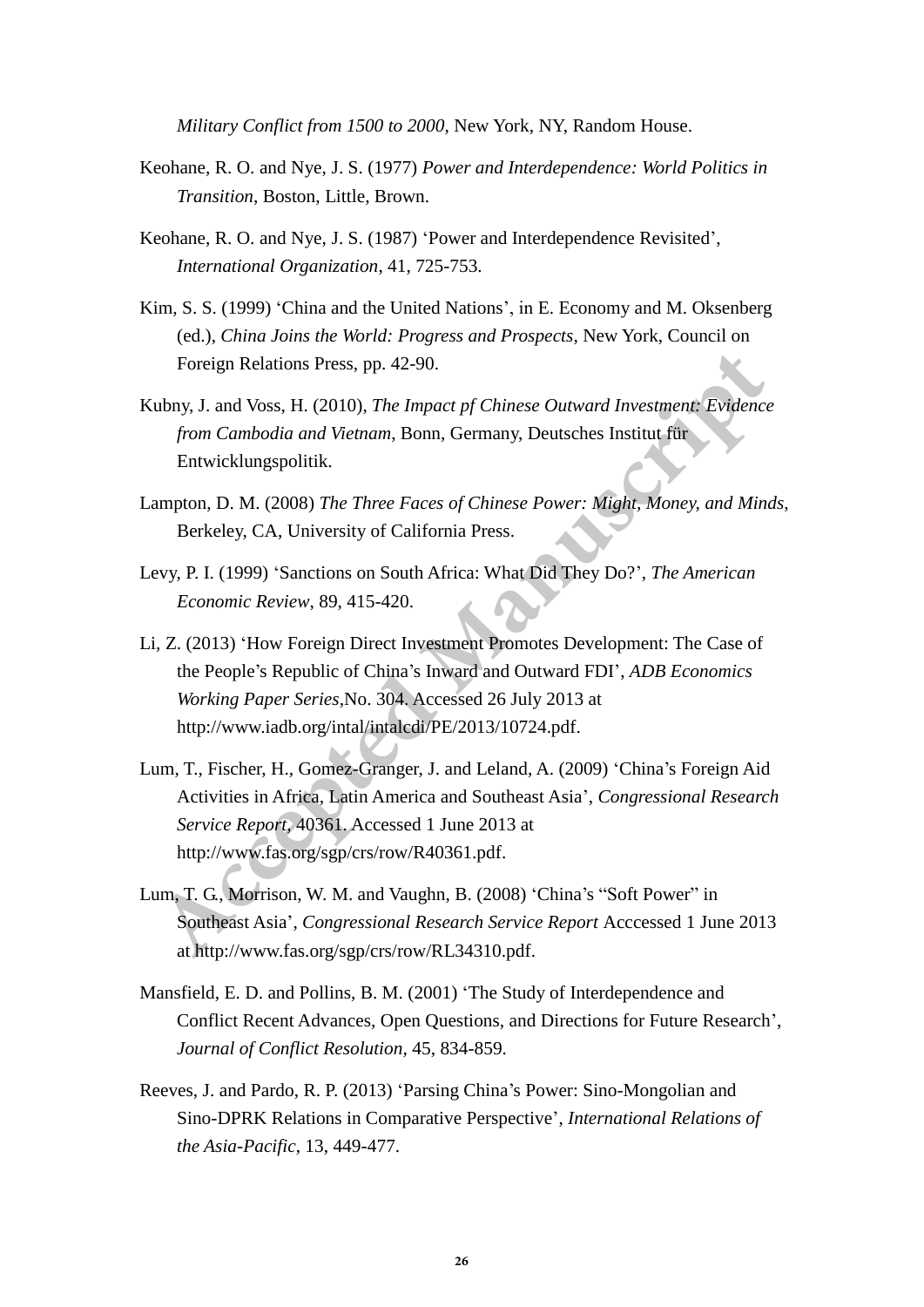*Military Conflict from 1500 to 2000*, New York, NY, Random House.

Keohane, R. O. and Nye, J. S. (1977) *Power and Interdependence: World Politics in Transition*, Boston, Little, Brown.

Keohane, R. O. and Nye, J. S. (1987) 'Power and Interdependence Revisited', *International Organization*, 41, 725-753.

Kim, S. S. (1999) 'China and the United Nations', in E. Economy and M. Oksenberg (ed.), *China Joins the World: Progress and Prospects*, New York, Council on Foreign Relations Press, pp. 42-90.

Kubny, J. and Voss, H. (2010), *The Impact pf Chinese Outward Investment: Evidence from Cambodia and Vietnam*, Bonn, Germany, Deutsches Institut für Entwicklungspolitik.

Lampton, D. M. (2008) *The Three Faces of Chinese Power: Might, Money, and Minds*, Berkeley, CA, University of California Press.

Levy, P. I. (1999) 'Sanctions on South Africa: What Did They Do?', *The American Economic Review*, 89, 415-420.

Li, Z. (2013) 'How Foreign Direct Investment Promotes Development: The Case of the People's Republic of China's Inward and Outward FDI', *ADB Economics Working Paper Series*,No. 304. Accessed 26 July 2013 at http://www.iadb.org/intal/intalcdi/PE/2013/10724.pdf.

Lum, T., Fischer, H., Gomez-Granger, J. and Leland, A. (2009) 'China's Foreign Aid Activities in Africa, Latin America and Southeast Asia', *Congressional Research Service Report*, 40361. Accessed 1 June 2013 at http://www.fas.org/sgp/crs/row/R40361.pdf.

Lum, T. G., Morrison, W. M. and Vaughn, B. (2008) 'China's "Soft Power" in Southeast Asia', *Congressional Research Service Report* Acccessed 1 June 2013 at http://www.fas.org/sgp/crs/row/RL34310.pdf.

Mansfield, E. D. and Pollins, B. M. (2001) 'The Study of Interdependence and Conflict Recent Advances, Open Questions, and Directions for Future Research', *Journal of Conflict Resolution*, 45, 834-859.

Reeves, J. and Pardo, R. P. (2013) 'Parsing China's Power: Sino-Mongolian and Sino-DPRK Relations in Comparative Perspective', *International Relations of the Asia-Pacific*, 13, 449-477.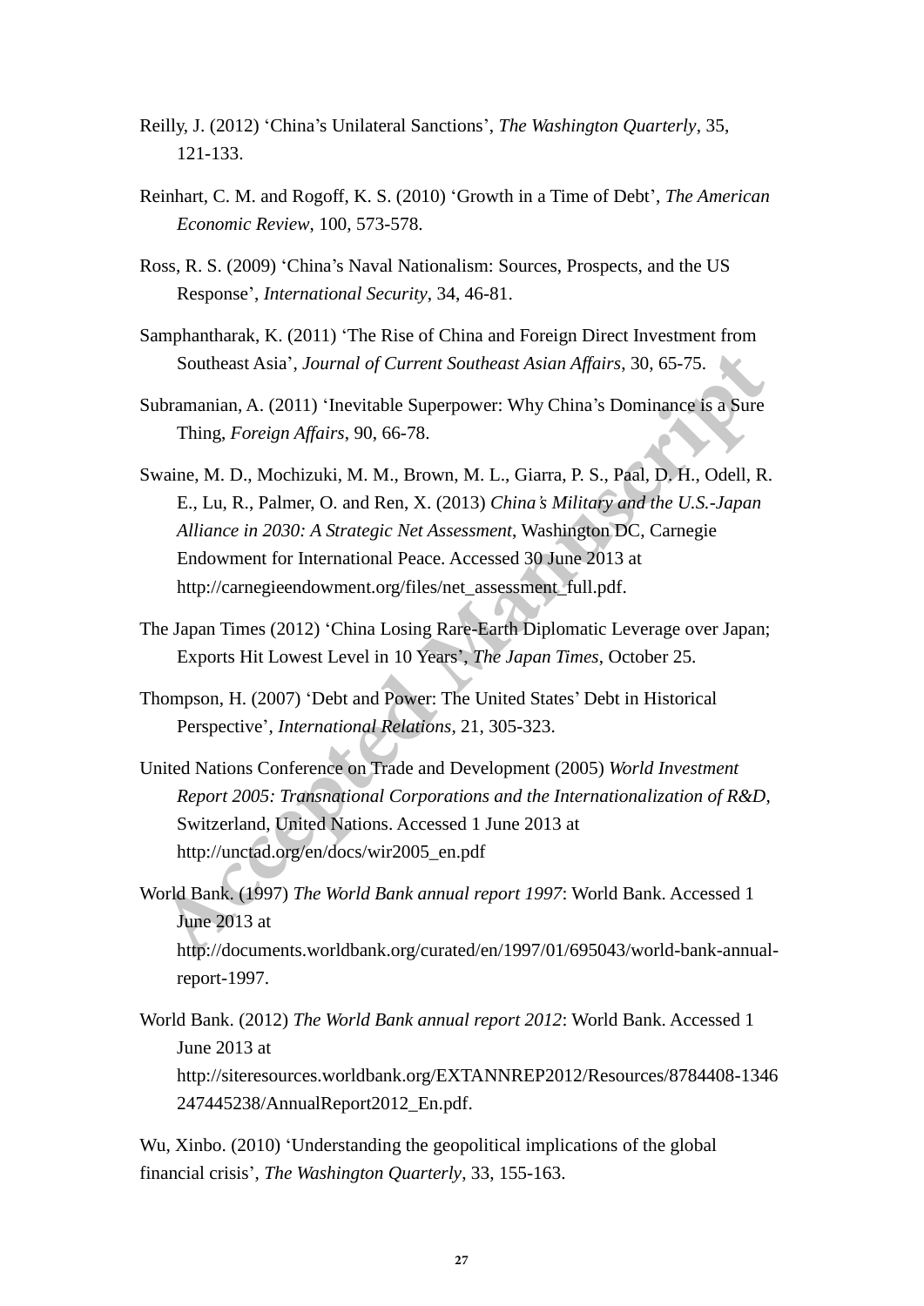Reilly, J. (2012) 'China's Unilateral Sanctions', *The Washington Quarterly*, 35, 121-133.

Reinhart, C. M. and Rogoff, K. S. (2010) 'Growth in a Time of Debt', *The American Economic Review*, 100, 573-578.

Ross, R. S. (2009) 'China's Naval Nationalism: Sources, Prospects, and the US Response', *International Security*, 34, 46-81.

Samphantharak, K. (2011) 'The Rise of China and Foreign Direct Investment from Southeast Asia', *Journal of Current Southeast Asian Affairs*, 30, 65-75.

Subramanian, A. (2011) 'Inevitable Superpower: Why China's Dominance is a Sure Thing, *Foreign Affairs*, 90, 66-78.

Swaine, M. D., Mochizuki, M. M., Brown, M. L., Giarra, P. S., Paal, D. H., Odell, R. E., Lu, R., Palmer, O. and Ren, X. (2013) *China's Military and the U.S.-Japan Alliance in 2030: A Strategic Net Assessment*, Washington DC, Carnegie Endowment for International Peace. Accessed 30 June 2013 at http://carnegieendowment.org/files/net_assessment_full.pdf.

The Japan Times (2012) 'China Losing Rare-Earth Diplomatic Leverage over Japan; Exports Hit Lowest Level in 10 Years', *The Japan Times*, October 25.

Thompson, H. (2007) 'Debt and Power: The United States' Debt in Historical Perspective', *International Relations*, 21, 305-323.

United Nations Conference on Trade and Development (2005) *World Investment Report 2005: Transnational Corporations and the Internationalization of R&D*, Switzerland, United Nations. Accessed 1 June 2013 at http://unctad.org/en/docs/wir2005_en.pdf

World Bank. (1997) *The World Bank annual report 1997*: World Bank. Accessed 1 June 2013 at http://documents.worldbank.org/curated/en/1997/01/695043/world-bank-annual-report-1997.

World Bank. (2012) *The World Bank annual report 2012*: World Bank. Accessed 1 June 2013 at http://siteresources.worldbank.org/EXTANNREP2012/Resources/8784408-1346247445238/AnnualReport2012_En.pdf.

Wu, Xinbo. (2010) 'Understanding the geopolitical implications of the global financial crisis', *The Washington Quarterly*, 33, 155-163.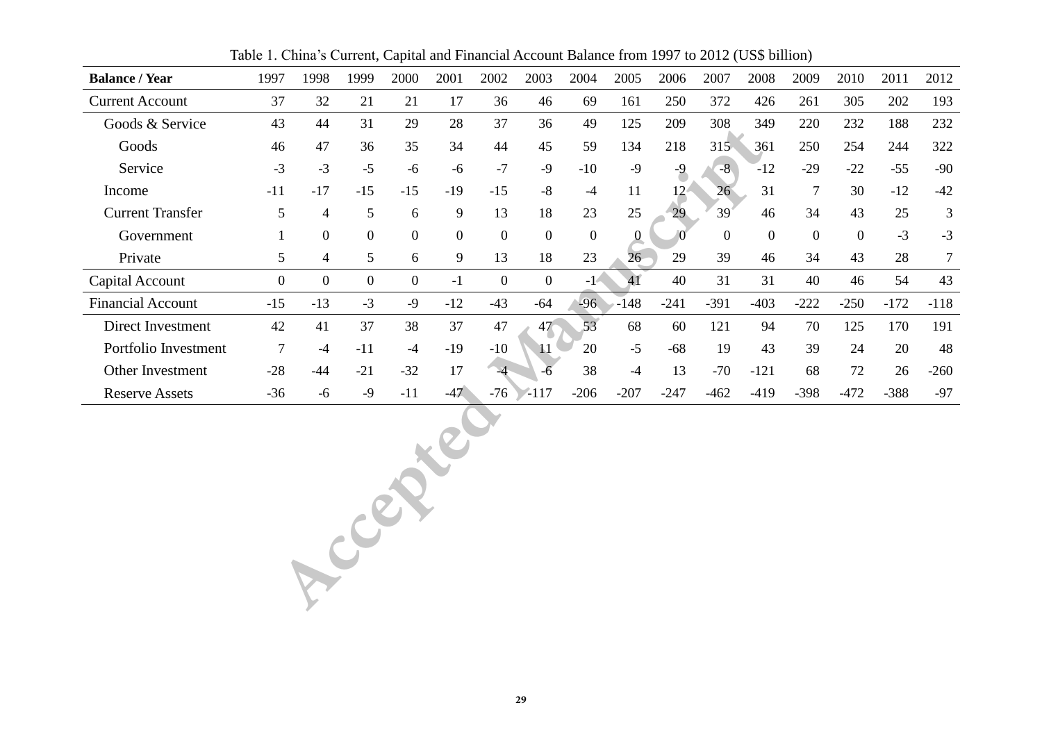Table 1. China's Current, Capital and Financial Account Balance from 1997 to 2012 (US$ billion)

| **Balance / Year** | 1997 | 1998 | 1999 | 2000 | 2001 | 2002 | 2003 | 2004 | 2005 | 2006 | 2007 | 2008 | 2009 | 2010 | 2011 | 2012 |
|---|---|---|---|---|---|---|---|---|---|---|---|---|---|---|---|---|
| Current Account | 37 | 32 | 21 | 21 | 17 | 36 | 46 | 69 | 161 | 250 | 372 | 426 | 261 | 305 | 202 | 193 |
| Goods & Service | 43 | 44 | 31 | 29 | 28 | 37 | 36 | 49 | 125 | 209 | 308 | 349 | 220 | 232 | 188 | 232 |
| Goods | 46 | 47 | 36 | 35 | 34 | 44 | 45 | 59 | 134 | 218 | 315 | 361 | 250 | 254 | 244 | 322 |
| Service | -3 | -3 | -5 | -6 | -6 | -7 | -9 | -10 | -9 | -9 | -8 | -12 | -29 | -22 | -55 | -90 |
| Income | -11 | -17 | -15 | -15 | -19 | -15 | -8 | -4 | 11 | 12 | 26 | 31 | 7 | 30 | -12 | -42 |
| Current Transfer | 5 | 4 | 5 | 6 | 9 | 13 | 18 | 23 | 25 | 29 | 39 | 46 | 34 | 43 | 25 | 3 |
| Government | 1 | 0 | 0 | 0 | 0 | 0 | 0 | 0 | 0 | 0 | 0 | 0 | 0 | 0 | -3 | -3 |
| Private | 5 | 4 | 5 | 6 | 9 | 13 | 18 | 23 | 26 | 29 | 39 | 46 | 34 | 43 | 28 | 7 |
| Capital Account | 0 | 0 | 0 | 0 | -1 | 0 | 0 | -1 | 41 | 40 | 31 | 31 | 40 | 46 | 54 | 43 |
| Financial Account | -15 | -13 | -3 | -9 | -12 | -43 | -64 | -96 | -148 | -241 | -391 | -403 | -222 | -250 | -172 | -118 |
| Direct Investment | 42 | 41 | 37 | 38 | 37 | 47 | 47 | 53 | 68 | 60 | 121 | 94 | 70 | 125 | 170 | 191 |
| Portfolio Investment | 7 | -4 | -11 | -4 | -19 | -10 | 11 | 20 | -5 | -68 | 19 | 43 | 39 | 24 | 20 | 48 |
| Other Investment | -28 | -44 | -21 | -32 | 17 | -4 | -6 | 38 | -4 | 13 | -70 | -121 | 68 | 72 | 26 | -260 |
| Reserve Assets | -36 | -6 | -9 | -11 | -47 | -76 | -117 | -206 | -207 | -247 | -462 | -419 | -398 | -472 | -388 | -97 |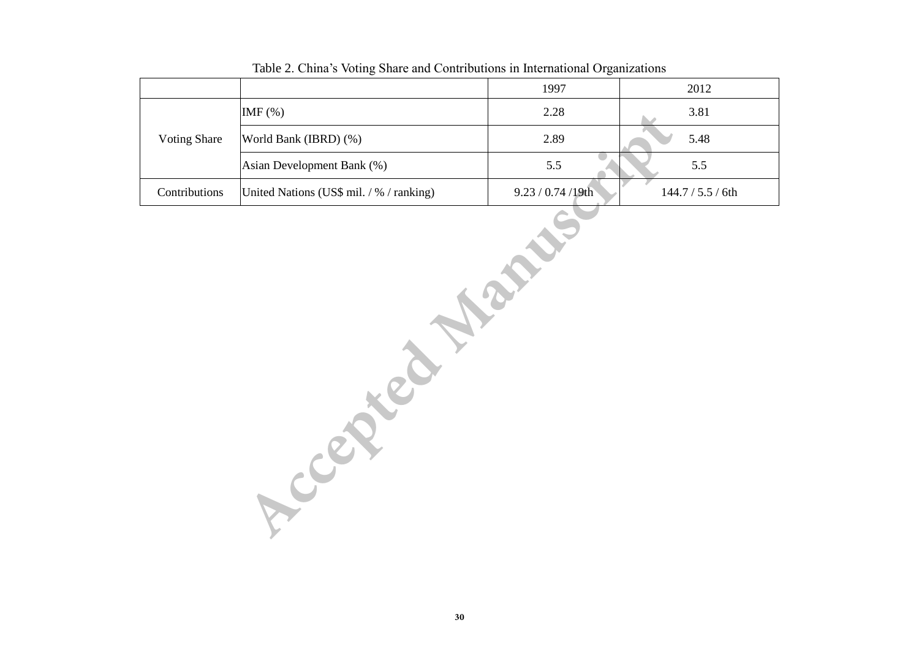Table 2. China's Voting Share and Contributions in International Organizations

| | | 1997 | 2012 |
|---|---|---|---|
| Voting Share | IMF (%) | 2.28 | 3.81 |
| | World Bank (IBRD) (%) | 2.89 | 5.48 |
| | Asian Development Bank (%) | 5.5 | 5.5 |
| Contributions | United Nations (US$ mil. / % / ranking) | 9.23 / 0.74 /19th | 144.7 / 5.5 / 6th |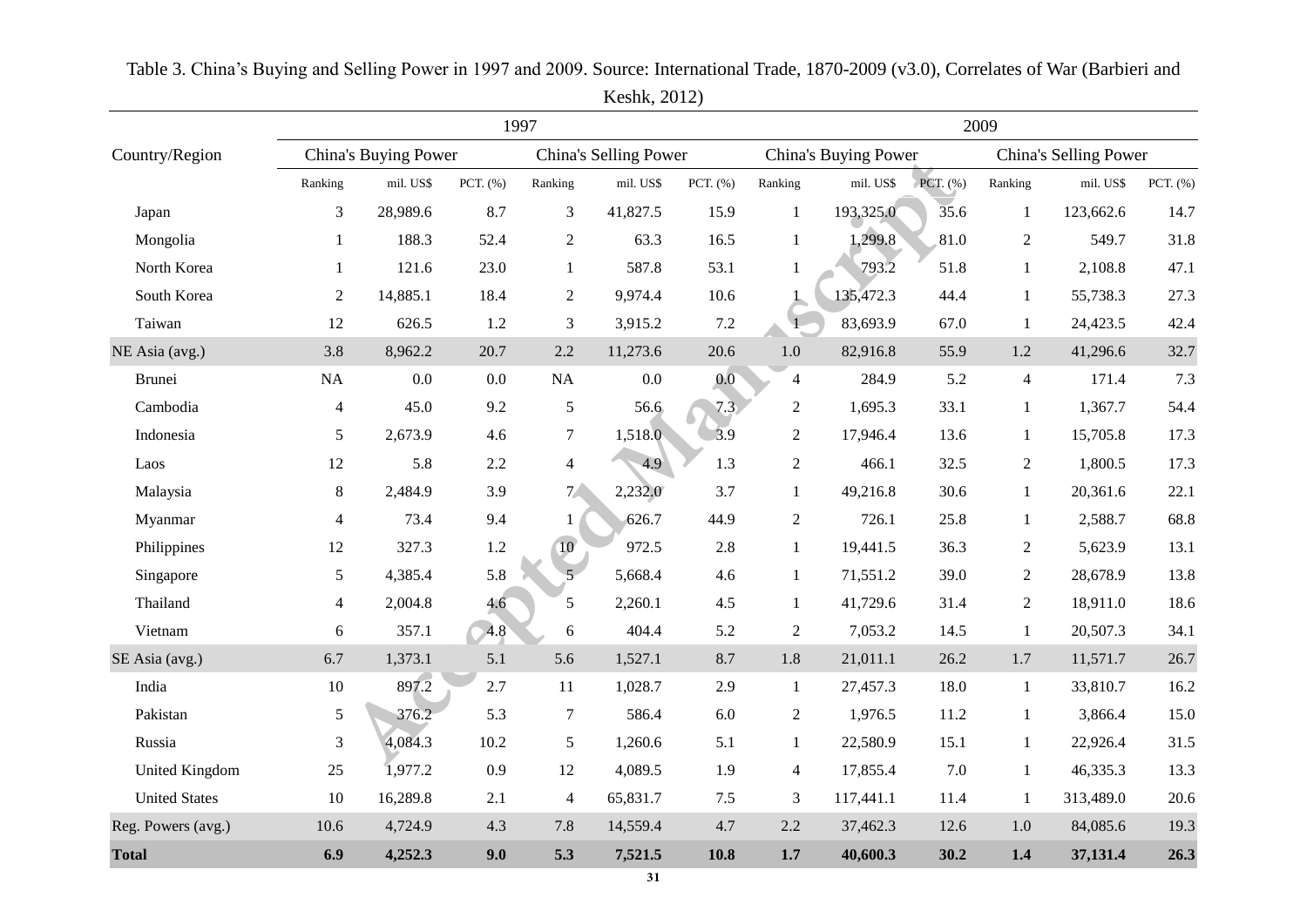Table 3. China's Buying and Selling Power in 1997 and 2009. Source: International Trade, 1870-2009 (v3.0), Correlates of War (Barbieri and Keshk, 2012)

| Country/Region | 1997 | | | | | | 2009 | | | | | |
|---|---|---|---|---|---|---|---|---|---|---|---|---|
| | China's Buying Power | | | China's Selling Power | | | China's Buying Power | | | China's Selling Power | | |
| | Ranking | mil. US$ | PCT. (%) | Ranking | mil. US$ | PCT. (%) | Ranking | mil. US$ | PCT. (%) | Ranking | mil. US$ | PCT. (%) |
| Japan | 3 | 28,989.6 | 8.7 | 3 | 41,827.5 | 15.9 | 1 | 193,325.0 | 35.6 | 1 | 123,662.6 | 14.7 |
| Mongolia | 1 | 188.3 | 52.4 | 2 | 63.3 | 16.5 | 1 | 1,299.8 | 81.0 | 2 | 549.7 | 31.8 |
| North Korea | 1 | 121.6 | 23.0 | 1 | 587.8 | 53.1 | 1 | 793.2 | 51.8 | 1 | 2,108.8 | 47.1 |
| South Korea | 2 | 14,885.1 | 18.4 | 2 | 9,974.4 | 10.6 | 1 | 135,472.3 | 44.4 | 1 | 55,738.3 | 27.3 |
| Taiwan | 12 | 626.5 | 1.2 | 3 | 3,915.2 | 7.2 | 1 | 83,693.9 | 67.0 | 1 | 24,423.5 | 42.4 |
| NE Asia (avg.) | 3.8 | 8,962.2 | 20.7 | 2.2 | 11,273.6 | 20.6 | 1.0 | 82,916.8 | 55.9 | 1.2 | 41,296.6 | 32.7 |
| Brunei | NA | 0.0 | 0.0 | NA | 0.0 | 0.0 | 4 | 284.9 | 5.2 | 4 | 171.4 | 7.3 |
| Cambodia | 4 | 45.0 | 9.2 | 5 | 56.6 | 7.3 | 2 | 1,695.3 | 33.1 | 1 | 1,367.7 | 54.4 |
| Indonesia | 5 | 2,673.9 | 4.6 | 7 | 1,518.0 | 3.9 | 2 | 17,946.4 | 13.6 | 1 | 15,705.8 | 17.3 |
| Laos | 12 | 5.8 | 2.2 | 4 | 4.9 | 1.3 | 2 | 466.1 | 32.5 | 2 | 1,800.5 | 17.3 |
| Malaysia | 8 | 2,484.9 | 3.9 | 7 | 2,232.0 | 3.7 | 1 | 49,216.8 | 30.6 | 1 | 20,361.6 | 22.1 |
| Myanmar | 4 | 73.4 | 9.4 | 1 | 626.7 | 44.9 | 2 | 726.1 | 25.8 | 1 | 2,588.7 | 68.8 |
| Philippines | 12 | 327.3 | 1.2 | 10 | 972.5 | 2.8 | 1 | 19,441.5 | 36.3 | 2 | 5,623.9 | 13.1 |
| Singapore | 5 | 4,385.4 | 5.8 | 5 | 5,668.4 | 4.6 | 1 | 71,551.2 | 39.0 | 2 | 28,678.9 | 13.8 |
| Thailand | 4 | 2,004.8 | 4.6 | 5 | 2,260.1 | 4.5 | 1 | 41,729.6 | 31.4 | 2 | 18,911.0 | 18.6 |
| Vietnam | 6 | 357.1 | 4.8 | 6 | 404.4 | 5.2 | 2 | 7,053.2 | 14.5 | 1 | 20,507.3 | 34.1 |
| SE Asia (avg.) | 6.7 | 1,373.1 | 5.1 | 5.6 | 1,527.1 | 8.7 | 1.8 | 21,011.1 | 26.2 | 1.7 | 11,571.7 | 26.7 |
| India | 10 | 897.2 | 2.7 | 11 | 1,028.7 | 2.9 | 1 | 27,457.3 | 18.0 | 1 | 33,810.7 | 16.2 |
| Pakistan | 5 | 376.2 | 5.3 | 7 | 586.4 | 6.0 | 2 | 1,976.5 | 11.2 | 1 | 3,866.4 | 15.0 |
| Russia | 3 | 4,084.3 | 10.2 | 5 | 1,260.6 | 5.1 | 1 | 22,580.9 | 15.1 | 1 | 22,926.4 | 31.5 |
| United Kingdom | 25 | 1,977.2 | 0.9 | 12 | 4,089.5 | 1.9 | 4 | 17,855.4 | 7.0 | 1 | 46,335.3 | 13.3 |
| United States | 10 | 16,289.8 | 2.1 | 4 | 65,831.7 | 7.5 | 3 | 117,441.1 | 11.4 | 1 | 313,489.0 | 20.6 |
| Reg. Powers (avg.) | 10.6 | 4,724.9 | 4.3 | 7.8 | 14,559.4 | 4.7 | 2.2 | 37,462.3 | 12.6 | 1.0 | 84,085.6 | 19.3 |
| **Total** | **6.9** | **4,252.3** | **9.0** | **5.3** | **7,521.5** | **10.8** | **1.7** | **40,600.3** | **30.2** | **1.4** | **37,131.4** | **26.3** |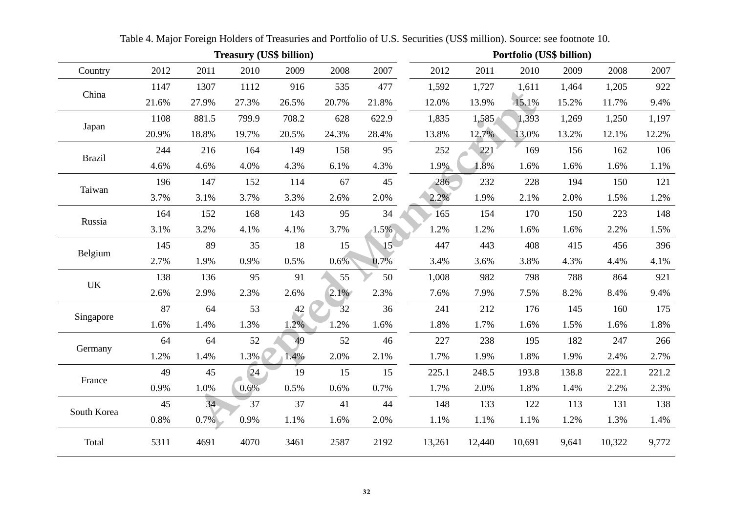Table 4. Major Foreign Holders of Treasuries and Portfolio of U.S. Securities (US$ million). Source: see footnote 10.

| | Treasury (US$ billion) | | | | | | Portfolio (US$ billion) | | | | | |
|---|---|---|---|---|---|---|---|---|---|---|---|---|
| Country | 2012 | 2011 | 2010 | 2009 | 2008 | 2007 | 2012 | 2011 | 2010 | 2009 | 2008 | 2007 |
| China | 1147 | 1307 | 1112 | 916 | 535 | 477 | 1,592 | 1,727 | 1,611 | 1,464 | 1,205 | 922 |
| | 21.6% | 27.9% | 27.3% | 26.5% | 20.7% | 21.8% | 12.0% | 13.9% | 15.1% | 15.2% | 11.7% | 9.4% |
| Japan | 1108 | 881.5 | 799.9 | 708.2 | 628 | 622.9 | 1,835 | 1,585 | 1,393 | 1,269 | 1,250 | 1,197 |
| | 20.9% | 18.8% | 19.7% | 20.5% | 24.3% | 28.4% | 13.8% | 12.7% | 13.0% | 13.2% | 12.1% | 12.2% |
| Brazil | 244 | 216 | 164 | 149 | 158 | 95 | 252 | 221 | 169 | 156 | 162 | 106 |
| | 4.6% | 4.6% | 4.0% | 4.3% | 6.1% | 4.3% | 1.9% | 1.8% | 1.6% | 1.6% | 1.6% | 1.1% |
| Taiwan | 196 | 147 | 152 | 114 | 67 | 45 | 286 | 232 | 228 | 194 | 150 | 121 |
| | 3.7% | 3.1% | 3.7% | 3.3% | 2.6% | 2.0% | 2.2% | 1.9% | 2.1% | 2.0% | 1.5% | 1.2% |
| Russia | 164 | 152 | 168 | 143 | 95 | 34 | 165 | 154 | 170 | 150 | 223 | 148 |
| | 3.1% | 3.2% | 4.1% | 4.1% | 3.7% | 1.5% | 1.2% | 1.2% | 1.6% | 1.6% | 2.2% | 1.5% |
| Belgium | 145 | 89 | 35 | 18 | 15 | 15 | 447 | 443 | 408 | 415 | 456 | 396 |
| | 2.7% | 1.9% | 0.9% | 0.5% | 0.6% | 0.7% | 3.4% | 3.6% | 3.8% | 4.3% | 4.4% | 4.1% |
| UK | 138 | 136 | 95 | 91 | 55 | 50 | 1,008 | 982 | 798 | 788 | 864 | 921 |
| | 2.6% | 2.9% | 2.3% | 2.6% | 2.1% | 2.3% | 7.6% | 7.9% | 7.5% | 8.2% | 8.4% | 9.4% |
| Singapore | 87 | 64 | 53 | 42 | 32 | 36 | 241 | 212 | 176 | 145 | 160 | 175 |
| | 1.6% | 1.4% | 1.3% | 1.2% | 1.2% | 1.6% | 1.8% | 1.7% | 1.6% | 1.5% | 1.6% | 1.8% |
| Germany | 64 | 64 | 52 | 49 | 52 | 46 | 227 | 238 | 195 | 182 | 247 | 266 |
| | 1.2% | 1.4% | 1.3% | 1.4% | 2.0% | 2.1% | 1.7% | 1.9% | 1.8% | 1.9% | 2.4% | 2.7% |
| France | 49 | 45 | 24 | 19 | 15 | 15 | 225.1 | 248.5 | 193.8 | 138.8 | 222.1 | 221.2 |
| | 0.9% | 1.0% | 0.6% | 0.5% | 0.6% | 0.7% | 1.7% | 2.0% | 1.8% | 1.4% | 2.2% | 2.3% |
| South Korea | 45 | 34 | 37 | 37 | 41 | 44 | 148 | 133 | 122 | 113 | 131 | 138 |
| | 0.8% | 0.7% | 0.9% | 1.1% | 1.6% | 2.0% | 1.1% | 1.1% | 1.1% | 1.2% | 1.3% | 1.4% |
| Total | 5311 | 4691 | 4070 | 3461 | 2587 | 2192 | 13,261 | 12,440 | 10,691 | 9,641 | 10,322 | 9,772 |